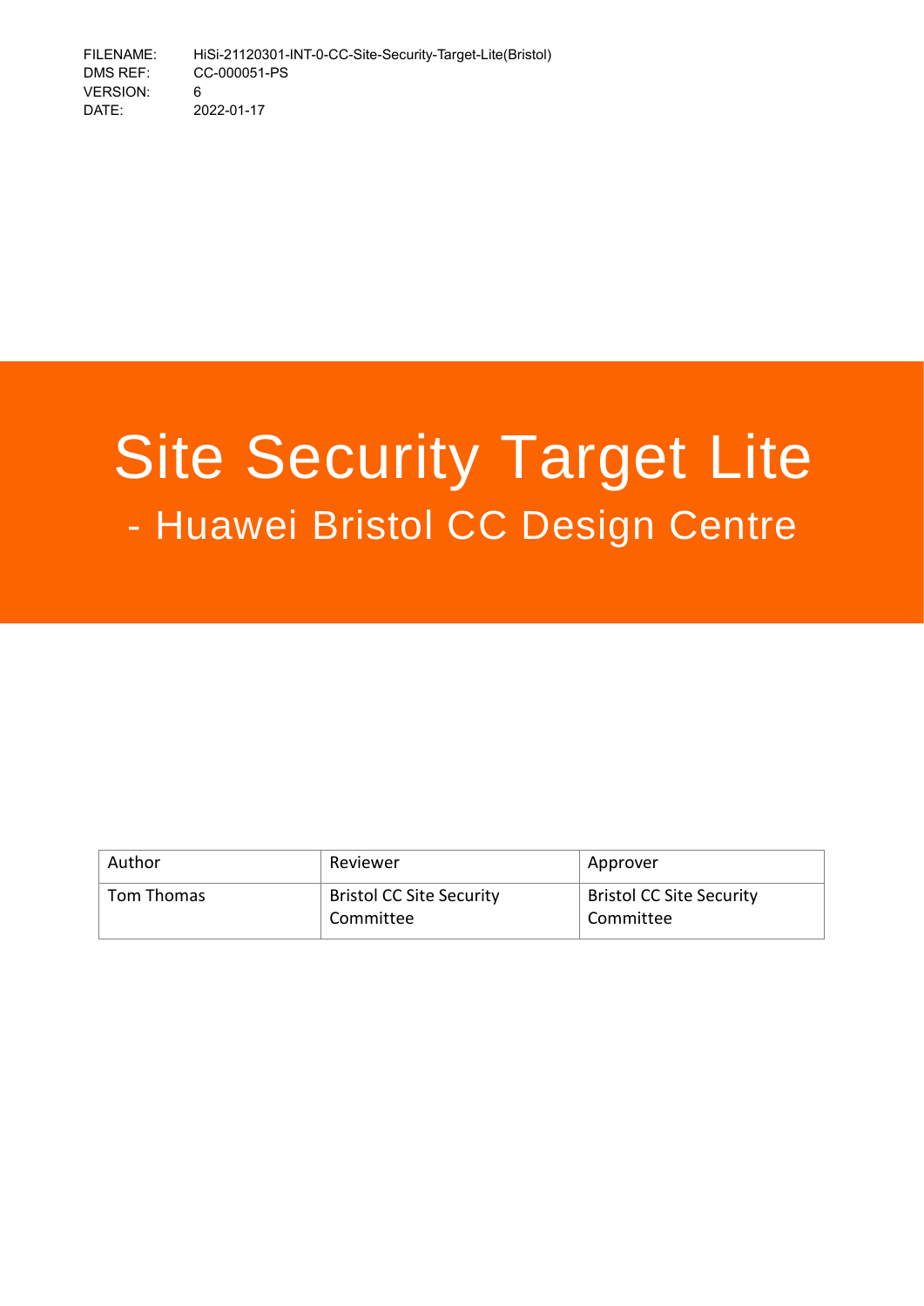FILENAME: HiSi-21120301-INT-0-CC-Site-Security-Target-Lite(Bristol)
DMS REF: CC-000051-PS
VERSION: 6
DATE: 2022-01-17

# Site Security Target Lite

## - Huawei Bristol CC Design Centre

| Author | Reviewer | Approver |
| --- | --- | --- |
| Tom Thomas | Bristol CC Site Security Committee | Bristol CC Site Security Committee |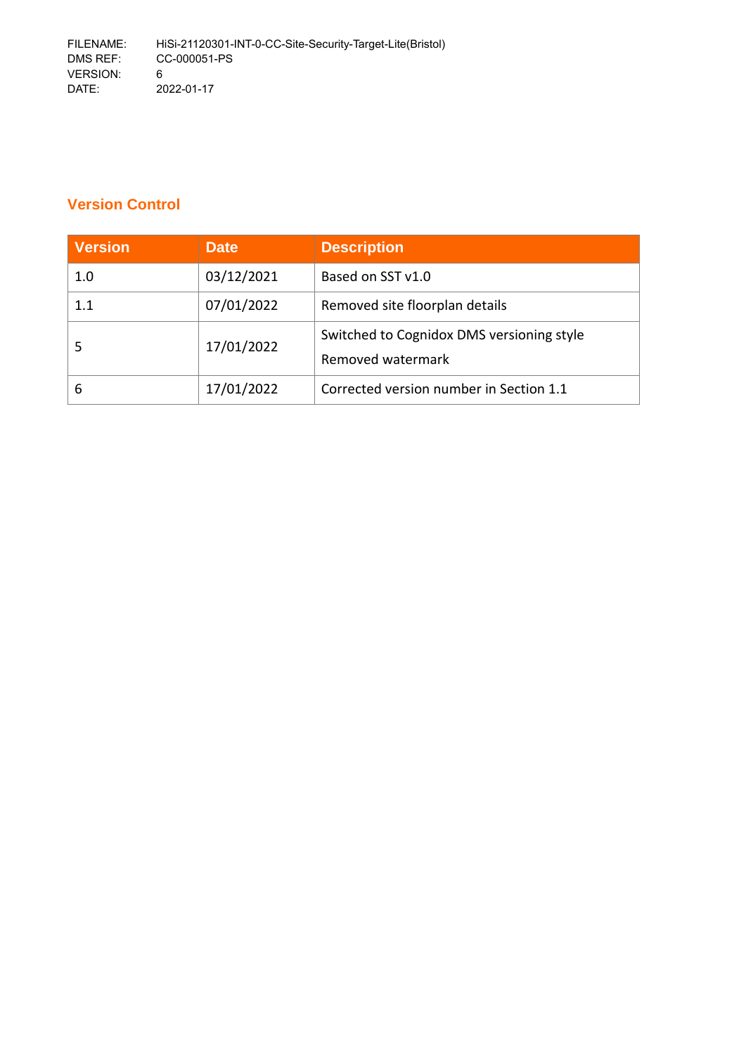FILENAME: HiSi-21120301-INT-0-CC-Site-Security-Target-Lite(Bristol)
DMS REF: CC-000051-PS
VERSION: 6
DATE: 2022-01-17

## Version Control

| Version | Date | Description |
|---|---|---|
| 1.0 | 03/12/2021 | Based on SST v1.0 |
| 1.1 | 07/01/2022 | Removed site floorplan details |
| 5 | 17/01/2022 | Switched to Cognidox DMS versioning style<br>Removed watermark |
| 6 | 17/01/2022 | Corrected version number in Section 1.1 |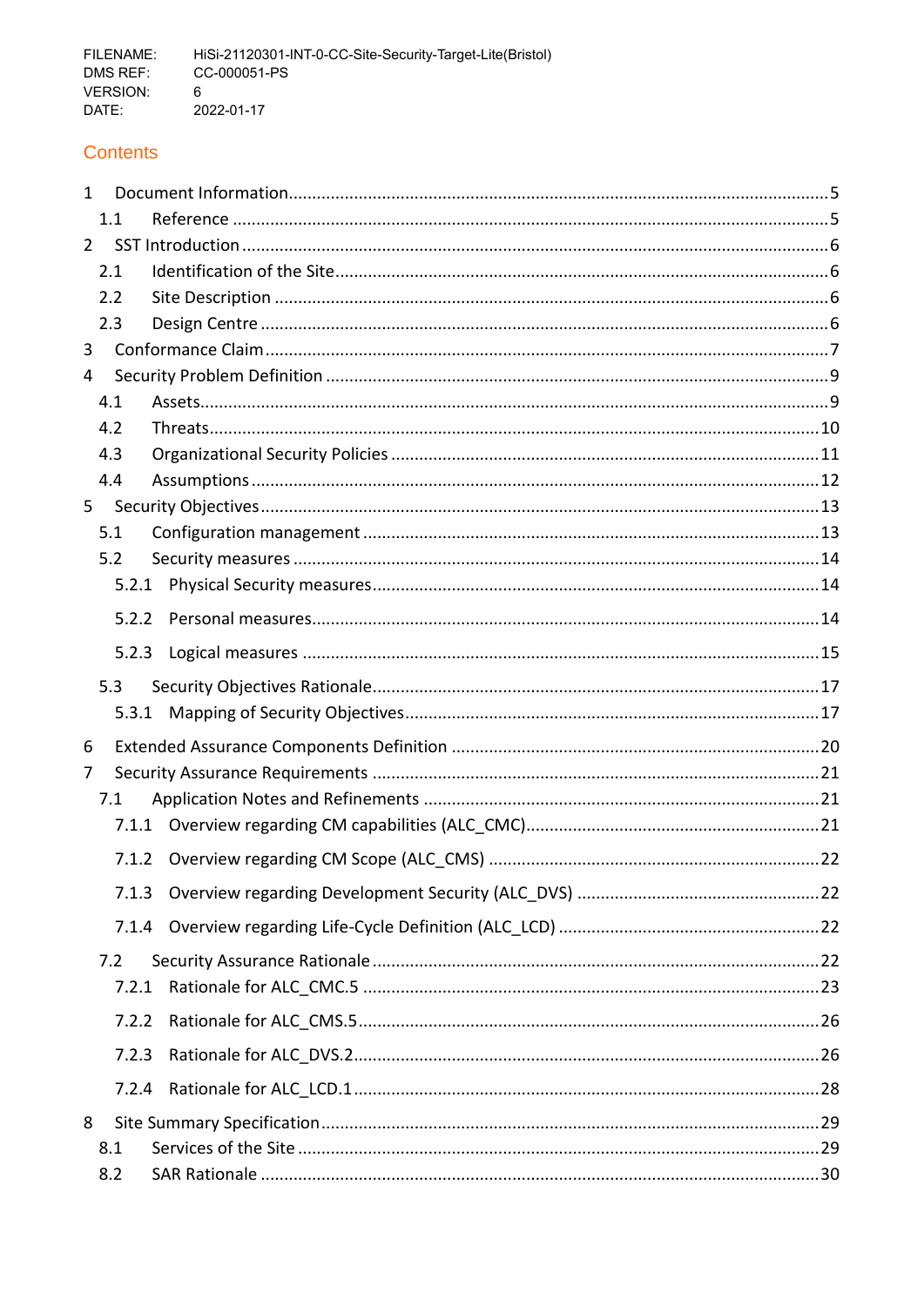## Contents

1 Document Information ........................................................................................................5
1.1 Reference ..........................................................................................................................5
2 SST Introduction ..................................................................................................................6
2.1 Identification of the Site.....................................................................................................6
2.2 Site Description ..................................................................................................................6
2.3 Design Centre .....................................................................................................................6
3 Conformance Claim ..............................................................................................................7
4 Security Problem Definition .................................................................................................9
4.1 Assets..................................................................................................................................9
4.2 Threats...............................................................................................................................10
4.3 Organizational Security Policies .......................................................................................11
4.4 Assumptions ......................................................................................................................12
5 Security Objectives .............................................................................................................13
5.1 Configuration management ...............................................................................................13
5.2 Security measures .............................................................................................................14
5.2.1 Physical Security measures.............................................................................................14
5.2.2 Personal measures..........................................................................................................14
5.2.3 Logical measures ...........................................................................................................15
5.3 Security Objectives Rationale............................................................................................17
5.3.1 Mapping of Security Objectives.......................................................................................17
6 Extended Assurance Components Definition .....................................................................20
7 Security Assurance Requirements .....................................................................................21
7.1 Application Notes and Refinements ..................................................................................21
7.1.1 Overview regarding CM capabilities (ALC_CMC)............................................................21
7.1.2 Overview regarding CM Scope (ALC_CMS) ....................................................................22
7.1.3 Overview regarding Development Security (ALC_DVS) ..................................................22
7.1.4 Overview regarding Life-Cycle Definition (ALC_LCD) .....................................................22
7.2 Security Assurance Rationale ............................................................................................22
7.2.1 Rationale for ALC_CMC.5 ...............................................................................................23
7.2.2 Rationale for ALC_CMS.5.................................................................................................26
7.2.3 Rationale for ALC_DVS.2..................................................................................................26
7.2.4 Rationale for ALC_LCD.1..................................................................................................28
8 Site Summary Specification ................................................................................................29
8.1 Services of the Site ............................................................................................................29
8.2 SAR Rationale ....................................................................................................................30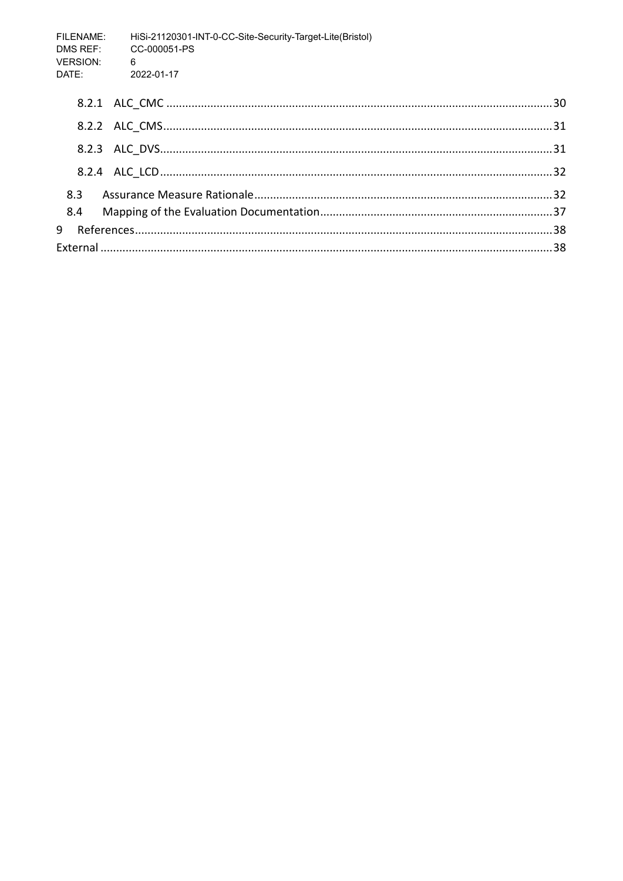8.2.1 ALC_CMC .......... 30

8.2.2 ALC_CMS .......... 31

8.2.3 ALC_DVS .......... 31

8.2.4 ALC_LCD .......... 32

8.3 Assurance Measure Rationale .......... 32

8.4 Mapping of the Evaluation Documentation .......... 37

9 References .......... 38

External .......... 38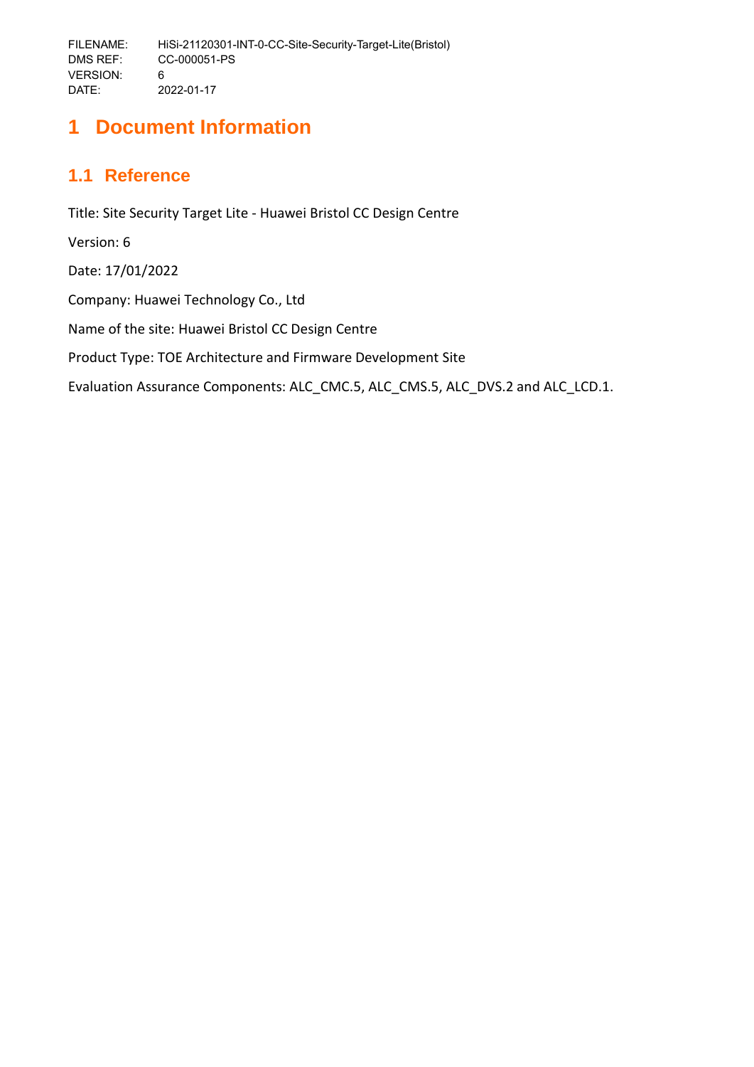# 1 Document Information

## 1.1 Reference

Title: Site Security Target Lite - Huawei Bristol CC Design Centre

Version: 6

Date: 17/01/2022

Company: Huawei Technology Co., Ltd

Name of the site: Huawei Bristol CC Design Centre

Product Type: TOE Architecture and Firmware Development Site

Evaluation Assurance Components: ALC_CMC.5, ALC_CMS.5, ALC_DVS.2 and ALC_LCD.1.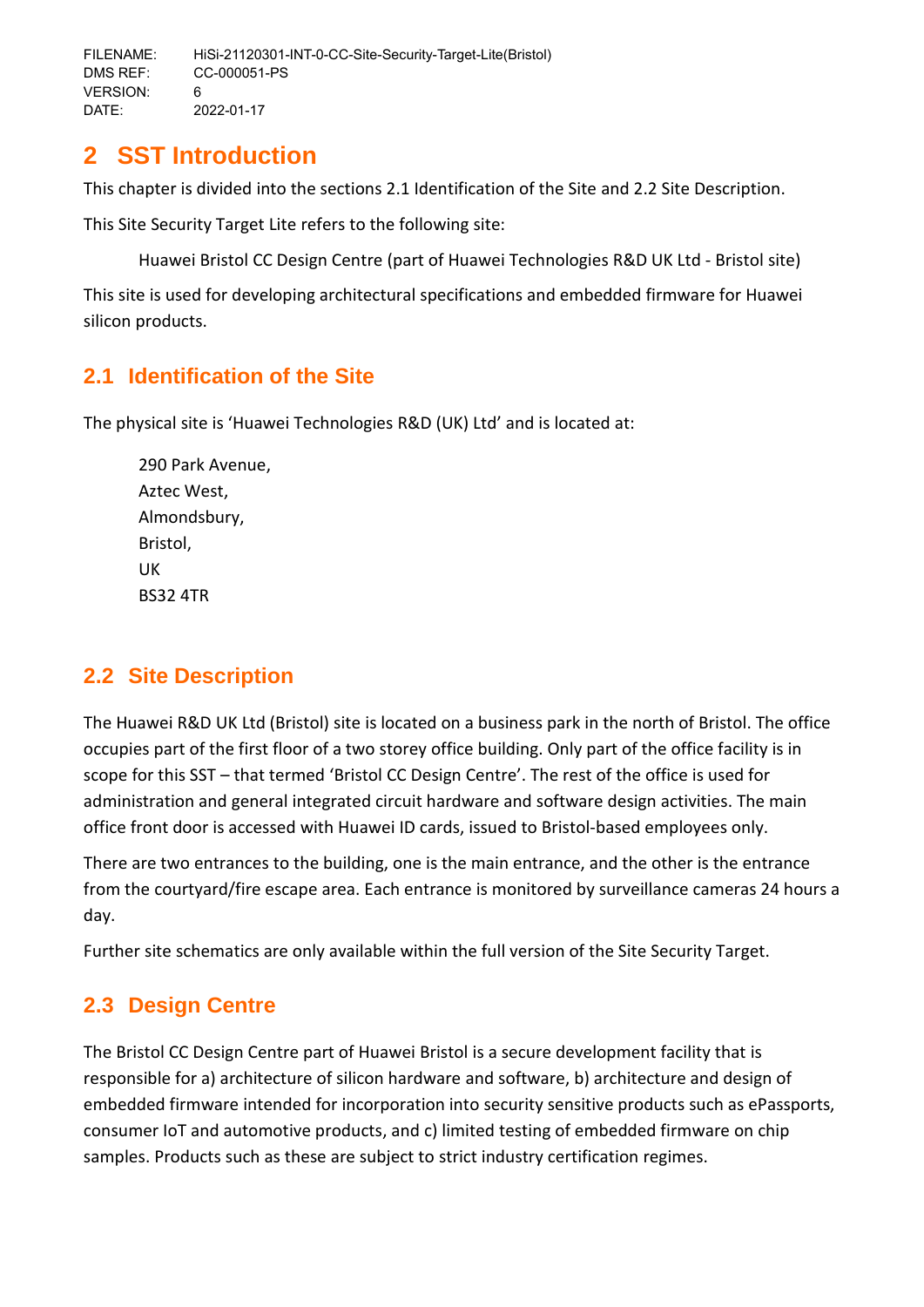# 2 SST Introduction

This chapter is divided into the sections 2.1 Identification of the Site and 2.2 Site Description.

This Site Security Target Lite refers to the following site:

Huawei Bristol CC Design Centre (part of Huawei Technologies R&D UK Ltd - Bristol site)

This site is used for developing architectural specifications and embedded firmware for Huawei silicon products.

## 2.1 Identification of the Site

The physical site is 'Huawei Technologies R&D (UK) Ltd' and is located at:

290 Park Avenue,
Aztec West,
Almondsbury,
Bristol,
UK
BS32 4TR

## 2.2 Site Description

The Huawei R&D UK Ltd (Bristol) site is located on a business park in the north of Bristol. The office occupies part of the first floor of a two storey office building. Only part of the office facility is in scope for this SST – that termed 'Bristol CC Design Centre'. The rest of the office is used for administration and general integrated circuit hardware and software design activities. The main office front door is accessed with Huawei ID cards, issued to Bristol-based employees only.

There are two entrances to the building, one is the main entrance, and the other is the entrance from the courtyard/fire escape area. Each entrance is monitored by surveillance cameras 24 hours a day.

Further site schematics are only available within the full version of the Site Security Target.

## 2.3 Design Centre

The Bristol CC Design Centre part of Huawei Bristol is a secure development facility that is responsible for a) architecture of silicon hardware and software, b) architecture and design of embedded firmware intended for incorporation into security sensitive products such as ePassports, consumer IoT and automotive products, and c) limited testing of embedded firmware on chip samples. Products such as these are subject to strict industry certification regimes.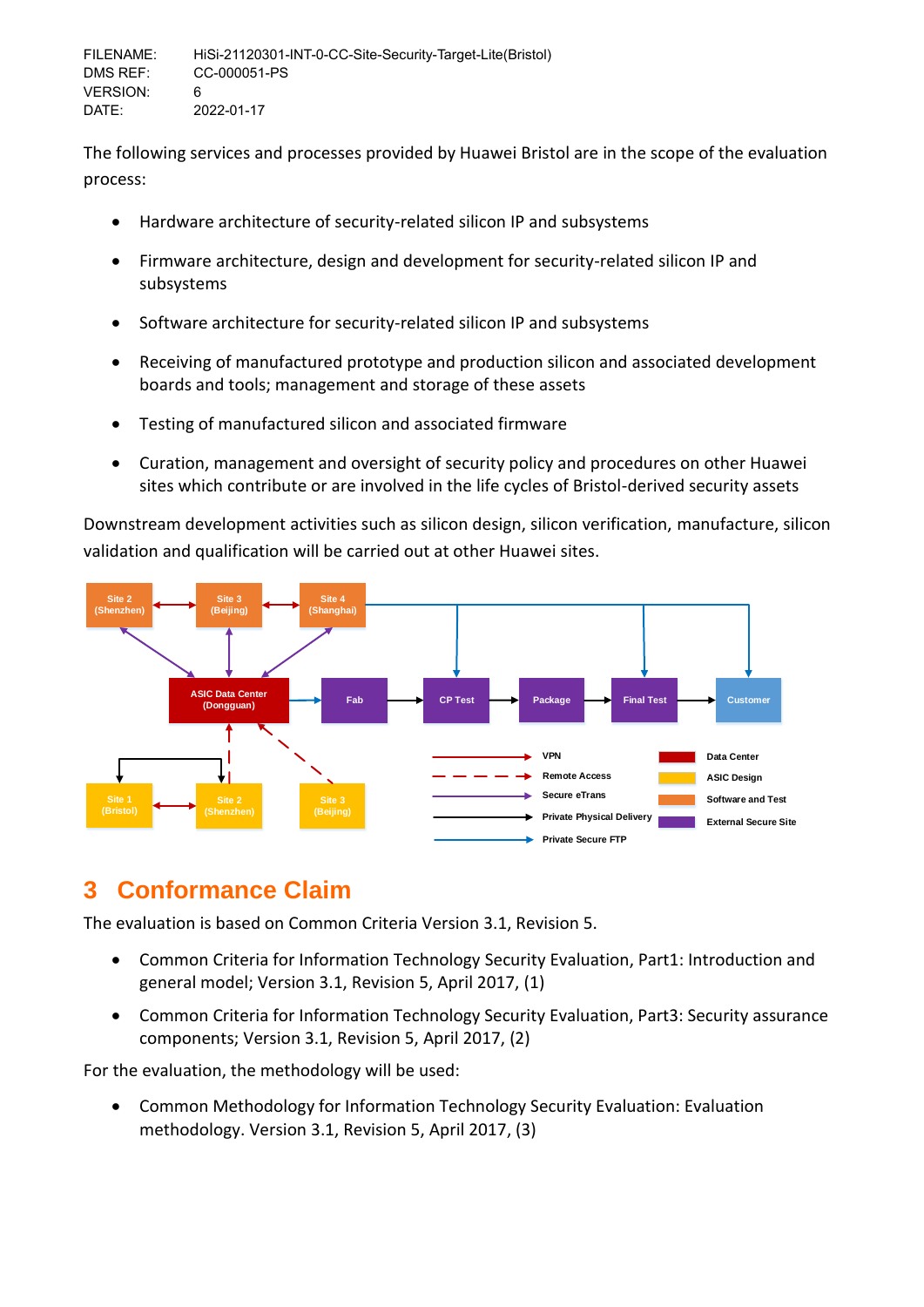The following services and processes provided by Huawei Bristol are in the scope of the evaluation process:

- Hardware architecture of security-related silicon IP and subsystems
- Firmware architecture, design and development for security-related silicon IP and subsystems
- Software architecture for security-related silicon IP and subsystems
- Receiving of manufactured prototype and production silicon and associated development boards and tools; management and storage of these assets
- Testing of manufactured silicon and associated firmware
- Curation, management and oversight of security policy and procedures on other Huawei sites which contribute or are involved in the life cycles of Bristol-derived security assets

Downstream development activities such as silicon design, silicon verification, manufacture, silicon validation and qualification will be carried out at other Huawei sites.

# 3 Conformance Claim

The evaluation is based on Common Criteria Version 3.1, Revision 5.

- Common Criteria for Information Technology Security Evaluation, Part1: Introduction and general model; Version 3.1, Revision 5, April 2017, (1)
- Common Criteria for Information Technology Security Evaluation, Part3: Security assurance components; Version 3.1, Revision 5, April 2017, (2)

For the evaluation, the methodology will be used:

- Common Methodology for Information Technology Security Evaluation: Evaluation methodology. Version 3.1, Revision 5, April 2017, (3)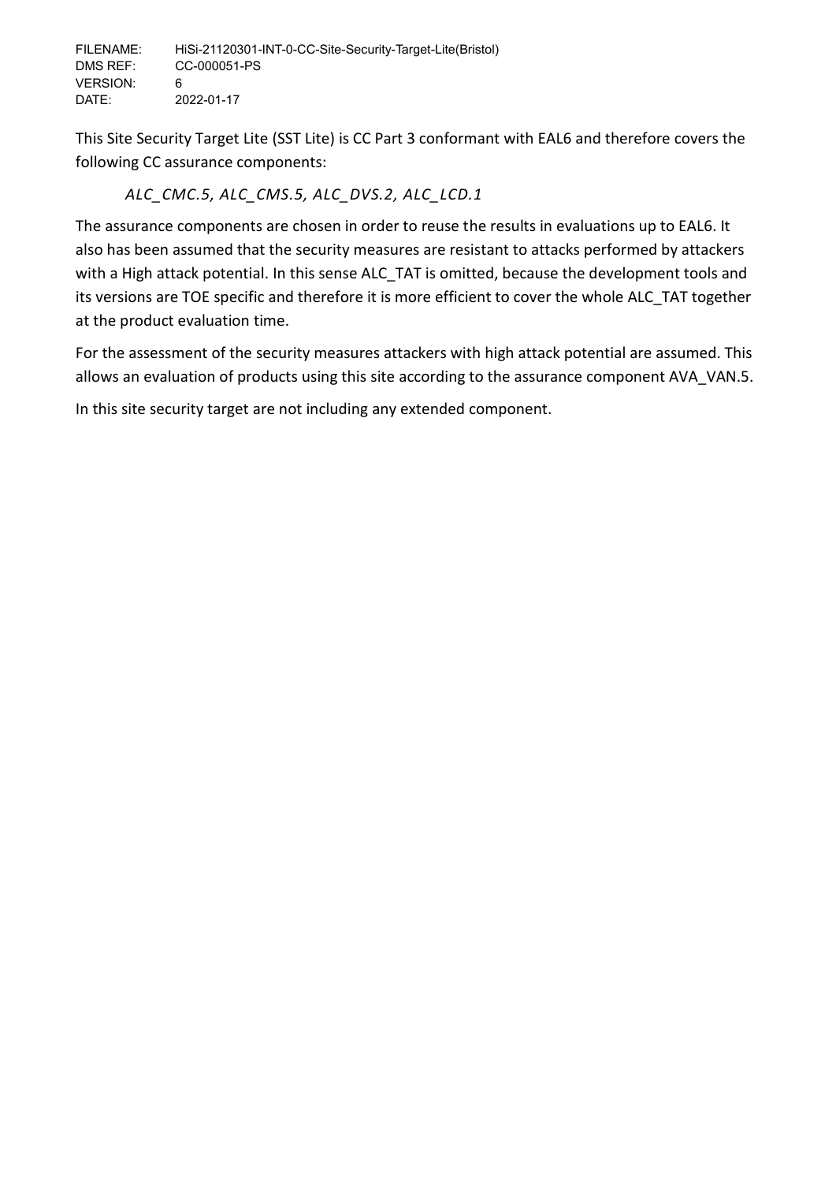This Site Security Target Lite (SST Lite) is CC Part 3 conformant with EAL6 and therefore covers the following CC assurance components:

*ALC_CMC.5, ALC_CMS.5, ALC_DVS.2, ALC_LCD.1*

The assurance components are chosen in order to reuse the results in evaluations up to EAL6. It also has been assumed that the security measures are resistant to attacks performed by attackers with a High attack potential. In this sense ALC_TAT is omitted, because the development tools and its versions are TOE specific and therefore it is more efficient to cover the whole ALC_TAT together at the product evaluation time.

For the assessment of the security measures attackers with high attack potential are assumed. This allows an evaluation of products using this site according to the assurance component AVA_VAN.5.

In this site security target are not including any extended component.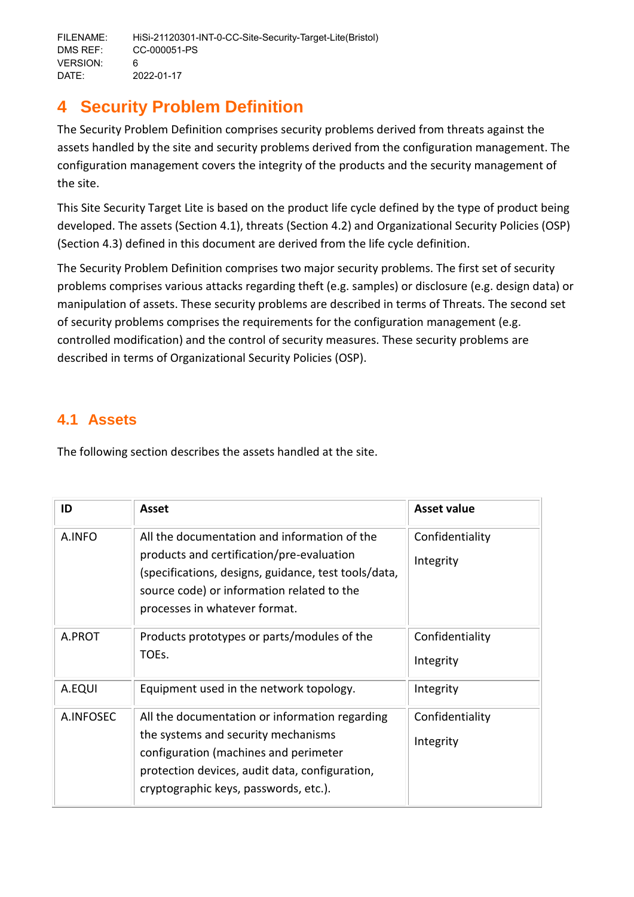# 4 Security Problem Definition

The Security Problem Definition comprises security problems derived from threats against the assets handled by the site and security problems derived from the configuration management. The configuration management covers the integrity of the products and the security management of the site.

This Site Security Target Lite is based on the product life cycle defined by the type of product being developed. The assets (Section 4.1), threats (Section 4.2) and Organizational Security Policies (OSP) (Section 4.3) defined in this document are derived from the life cycle definition.

The Security Problem Definition comprises two major security problems. The first set of security problems comprises various attacks regarding theft (e.g. samples) or disclosure (e.g. design data) or manipulation of assets. These security problems are described in terms of Threats. The second set of security problems comprises the requirements for the configuration management (e.g. controlled modification) and the control of security measures. These security problems are described in terms of Organizational Security Policies (OSP).

## 4.1 Assets

The following section describes the assets handled at the site.

| ID | Asset | Asset value |
|---|---|---|
| A.INFO | All the documentation and information of the products and certification/pre-evaluation (specifications, designs, guidance, test tools/data, source code) or information related to the processes in whatever format. | Confidentiality<br>Integrity |
| A.PROT | Products prototypes or parts/modules of the TOEs. | Confidentiality<br>Integrity |
| A.EQUI | Equipment used in the network topology. | Integrity |
| A.INFOSEC | All the documentation or information regarding the systems and security mechanisms configuration (machines and perimeter protection devices, audit data, configuration, cryptographic keys, passwords, etc.). | Confidentiality<br>Integrity |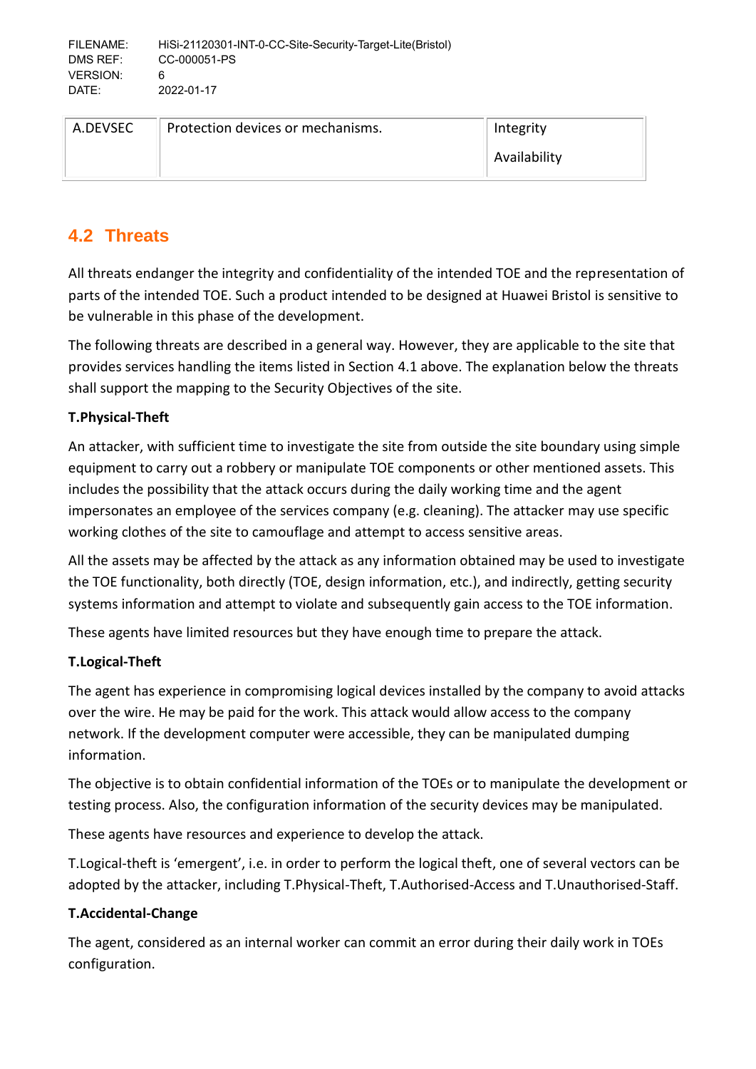| A.DEVSEC | Protection devices or mechanisms. | Integrity<br>Availability |
|---|---|---|

## 4.2 Threats

All threats endanger the integrity and confidentiality of the intended TOE and the representation of parts of the intended TOE. Such a product intended to be designed at Huawei Bristol is sensitive to be vulnerable in this phase of the development.

The following threats are described in a general way. However, they are applicable to the site that provides services handling the items listed in Section 4.1 above. The explanation below the threats shall support the mapping to the Security Objectives of the site.

**T.Physical-Theft**

An attacker, with sufficient time to investigate the site from outside the site boundary using simple equipment to carry out a robbery or manipulate TOE components or other mentioned assets. This includes the possibility that the attack occurs during the daily working time and the agent impersonates an employee of the services company (e.g. cleaning). The attacker may use specific working clothes of the site to camouflage and attempt to access sensitive areas.

All the assets may be affected by the attack as any information obtained may be used to investigate the TOE functionality, both directly (TOE, design information, etc.), and indirectly, getting security systems information and attempt to violate and subsequently gain access to the TOE information.

These agents have limited resources but they have enough time to prepare the attack.

**T.Logical-Theft**

The agent has experience in compromising logical devices installed by the company to avoid attacks over the wire. He may be paid for the work. This attack would allow access to the company network. If the development computer were accessible, they can be manipulated dumping information.

The objective is to obtain confidential information of the TOEs or to manipulate the development or testing process. Also, the configuration information of the security devices may be manipulated.

These agents have resources and experience to develop the attack.

T.Logical-theft is 'emergent', i.e. in order to perform the logical theft, one of several vectors can be adopted by the attacker, including T.Physical-Theft, T.Authorised-Access and T.Unauthorised-Staff.

**T.Accidental-Change**

The agent, considered as an internal worker can commit an error during their daily work in TOEs configuration.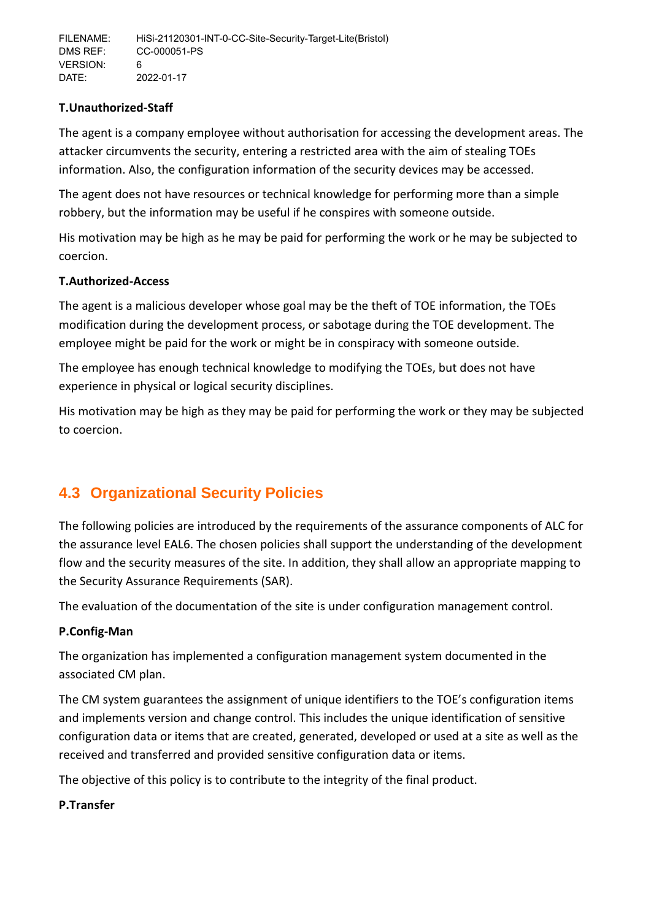**T.Unauthorized-Staff**

The agent is a company employee without authorisation for accessing the development areas. The attacker circumvents the security, entering a restricted area with the aim of stealing TOEs information. Also, the configuration information of the security devices may be accessed.

The agent does not have resources or technical knowledge for performing more than a simple robbery, but the information may be useful if he conspires with someone outside.

His motivation may be high as he may be paid for performing the work or he may be subjected to coercion.

**T.Authorized-Access**

The agent is a malicious developer whose goal may be the theft of TOE information, the TOEs modification during the development process, or sabotage during the TOE development. The employee might be paid for the work or might be in conspiracy with someone outside.

The employee has enough technical knowledge to modifying the TOEs, but does not have experience in physical or logical security disciplines.

His motivation may be high as they may be paid for performing the work or they may be subjected to coercion.

## 4.3 Organizational Security Policies

The following policies are introduced by the requirements of the assurance components of ALC for the assurance level EAL6. The chosen policies shall support the understanding of the development flow and the security measures of the site. In addition, they shall allow an appropriate mapping to the Security Assurance Requirements (SAR).

The evaluation of the documentation of the site is under configuration management control.

**P.Config-Man**

The organization has implemented a configuration management system documented in the associated CM plan.

The CM system guarantees the assignment of unique identifiers to the TOE's configuration items and implements version and change control. This includes the unique identification of sensitive configuration data or items that are created, generated, developed or used at a site as well as the received and transferred and provided sensitive configuration data or items.

The objective of this policy is to contribute to the integrity of the final product.

**P.Transfer**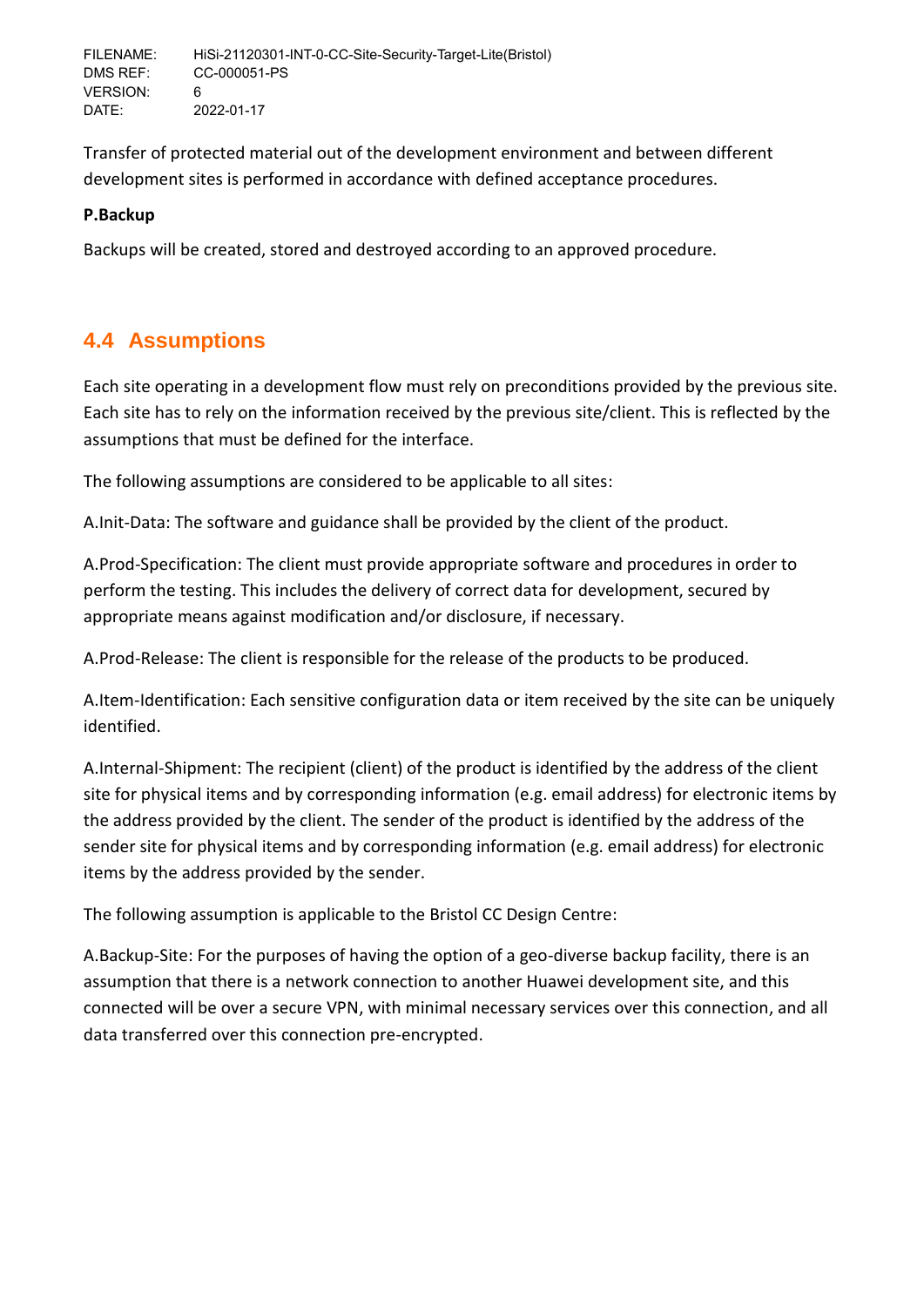Transfer of protected material out of the development environment and between different development sites is performed in accordance with defined acceptance procedures.

**P.Backup**

Backups will be created, stored and destroyed according to an approved procedure.

## 4.4 Assumptions

Each site operating in a development flow must rely on preconditions provided by the previous site. Each site has to rely on the information received by the previous site/client. This is reflected by the assumptions that must be defined for the interface.

The following assumptions are considered to be applicable to all sites:

A.Init-Data: The software and guidance shall be provided by the client of the product.

A.Prod-Specification: The client must provide appropriate software and procedures in order to perform the testing. This includes the delivery of correct data for development, secured by appropriate means against modification and/or disclosure, if necessary.

A.Prod-Release: The client is responsible for the release of the products to be produced.

A.Item-Identification: Each sensitive configuration data or item received by the site can be uniquely identified.

A.Internal-Shipment: The recipient (client) of the product is identified by the address of the client site for physical items and by corresponding information (e.g. email address) for electronic items by the address provided by the client. The sender of the product is identified by the address of the sender site for physical items and by corresponding information (e.g. email address) for electronic items by the address provided by the sender.

The following assumption is applicable to the Bristol CC Design Centre:

A.Backup-Site: For the purposes of having the option of a geo-diverse backup facility, there is an assumption that there is a network connection to another Huawei development site, and this connected will be over a secure VPN, with minimal necessary services over this connection, and all data transferred over this connection pre-encrypted.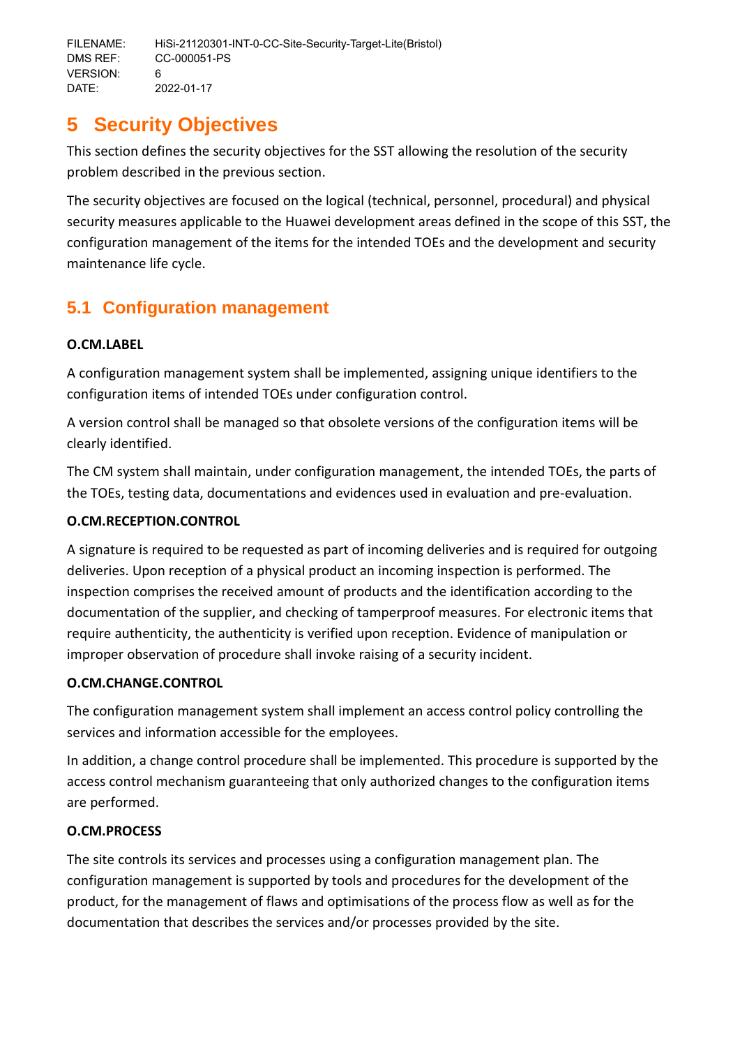# 5 Security Objectives

This section defines the security objectives for the SST allowing the resolution of the security problem described in the previous section.

The security objectives are focused on the logical (technical, personnel, procedural) and physical security measures applicable to the Huawei development areas defined in the scope of this SST, the configuration management of the items for the intended TOEs and the development and security maintenance life cycle.

## 5.1 Configuration management

**O.CM.LABEL**

A configuration management system shall be implemented, assigning unique identifiers to the configuration items of intended TOEs under configuration control.

A version control shall be managed so that obsolete versions of the configuration items will be clearly identified.

The CM system shall maintain, under configuration management, the intended TOEs, the parts of the TOEs, testing data, documentations and evidences used in evaluation and pre-evaluation.

**O.CM.RECEPTION.CONTROL**

A signature is required to be requested as part of incoming deliveries and is required for outgoing deliveries. Upon reception of a physical product an incoming inspection is performed. The inspection comprises the received amount of products and the identification according to the documentation of the supplier, and checking of tamperproof measures. For electronic items that require authenticity, the authenticity is verified upon reception. Evidence of manipulation or improper observation of procedure shall invoke raising of a security incident.

**O.CM.CHANGE.CONTROL**

The configuration management system shall implement an access control policy controlling the services and information accessible for the employees.

In addition, a change control procedure shall be implemented. This procedure is supported by the access control mechanism guaranteeing that only authorized changes to the configuration items are performed.

**O.CM.PROCESS**

The site controls its services and processes using a configuration management plan. The configuration management is supported by tools and procedures for the development of the product, for the management of flaws and optimisations of the process flow as well as for the documentation that describes the services and/or processes provided by the site.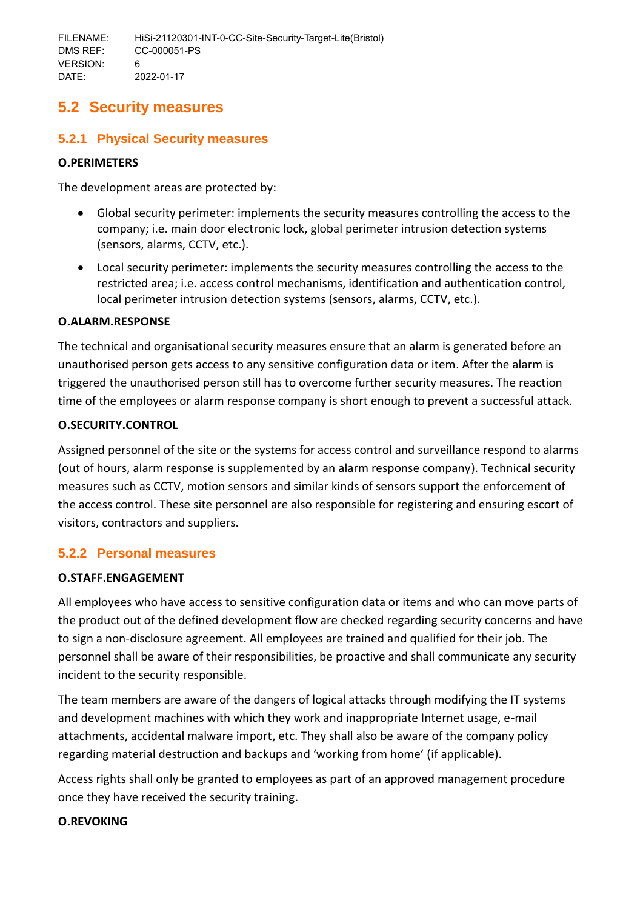## 5.2 Security measures

### 5.2.1 Physical Security measures

**O.PERIMETERS**

The development areas are protected by:

- Global security perimeter: implements the security measures controlling the access to the company; i.e. main door electronic lock, global perimeter intrusion detection systems (sensors, alarms, CCTV, etc.).
- Local security perimeter: implements the security measures controlling the access to the restricted area; i.e. access control mechanisms, identification and authentication control, local perimeter intrusion detection systems (sensors, alarms, CCTV, etc.).

**O.ALARM.RESPONSE**

The technical and organisational security measures ensure that an alarm is generated before an unauthorised person gets access to any sensitive configuration data or item. After the alarm is triggered the unauthorised person still has to overcome further security measures. The reaction time of the employees or alarm response company is short enough to prevent a successful attack.

**O.SECURITY.CONTROL**

Assigned personnel of the site or the systems for access control and surveillance respond to alarms (out of hours, alarm response is supplemented by an alarm response company). Technical security measures such as CCTV, motion sensors and similar kinds of sensors support the enforcement of the access control. These site personnel are also responsible for registering and ensuring escort of visitors, contractors and suppliers.

### 5.2.2 Personal measures

**O.STAFF.ENGAGEMENT**

All employees who have access to sensitive configuration data or items and who can move parts of the product out of the defined development flow are checked regarding security concerns and have to sign a non-disclosure agreement. All employees are trained and qualified for their job. The personnel shall be aware of their responsibilities, be proactive and shall communicate any security incident to the security responsible.

The team members are aware of the dangers of logical attacks through modifying the IT systems and development machines with which they work and inappropriate Internet usage, e-mail attachments, accidental malware import, etc. They shall also be aware of the company policy regarding material destruction and backups and 'working from home' (if applicable).

Access rights shall only be granted to employees as part of an approved management procedure once they have received the security training.

**O.REVOKING**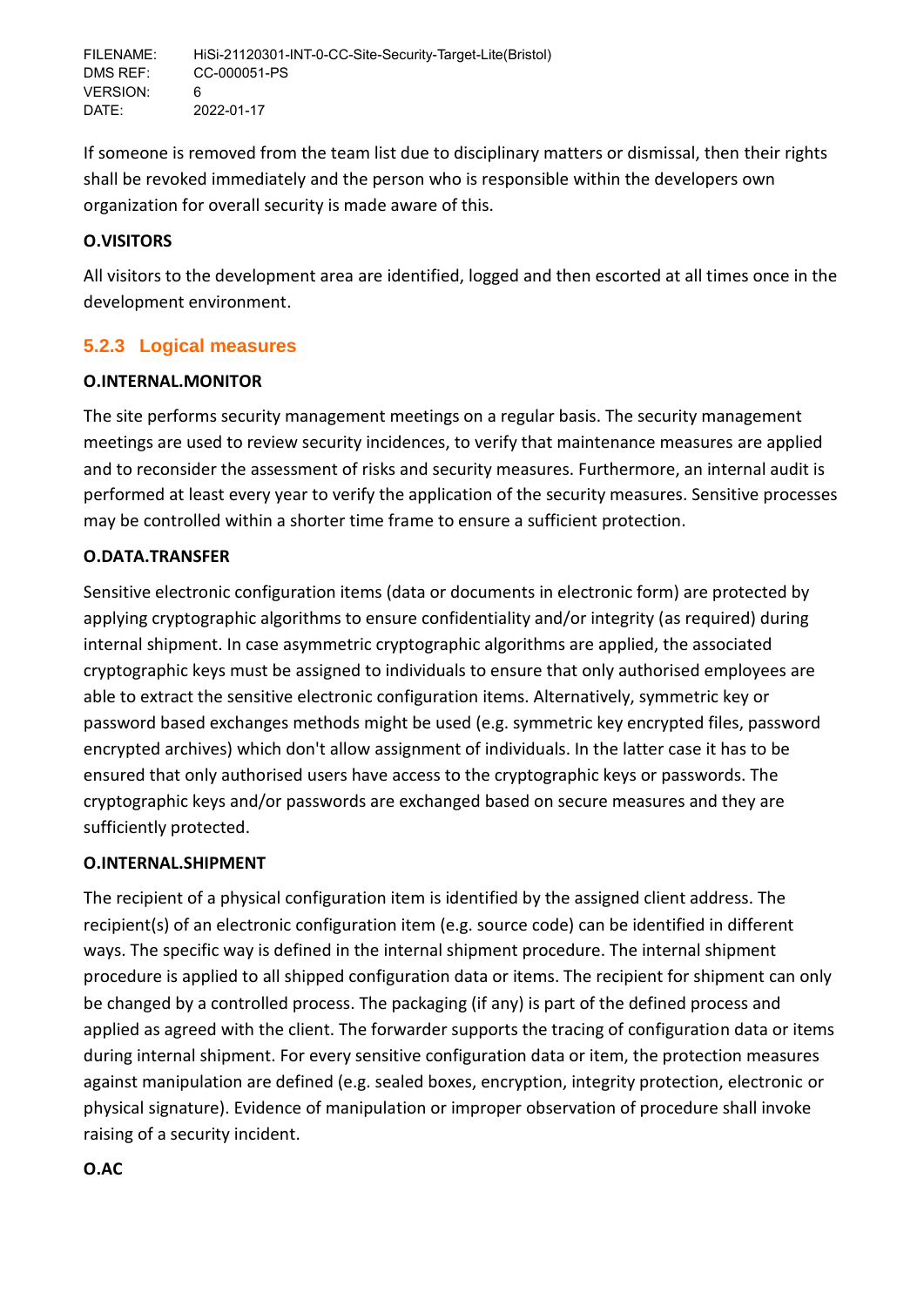If someone is removed from the team list due to disciplinary matters or dismissal, then their rights shall be revoked immediately and the person who is responsible within the developers own organization for overall security is made aware of this.

**O.VISITORS**

All visitors to the development area are identified, logged and then escorted at all times once in the development environment.

### 5.2.3 Logical measures

**O.INTERNAL.MONITOR**

The site performs security management meetings on a regular basis. The security management meetings are used to review security incidences, to verify that maintenance measures are applied and to reconsider the assessment of risks and security measures. Furthermore, an internal audit is performed at least every year to verify the application of the security measures. Sensitive processes may be controlled within a shorter time frame to ensure a sufficient protection.

**O.DATA.TRANSFER**

Sensitive electronic configuration items (data or documents in electronic form) are protected by applying cryptographic algorithms to ensure confidentiality and/or integrity (as required) during internal shipment. In case asymmetric cryptographic algorithms are applied, the associated cryptographic keys must be assigned to individuals to ensure that only authorised employees are able to extract the sensitive electronic configuration items. Alternatively, symmetric key or password based exchanges methods might be used (e.g. symmetric key encrypted files, password encrypted archives) which don't allow assignment of individuals. In the latter case it has to be ensured that only authorised users have access to the cryptographic keys or passwords. The cryptographic keys and/or passwords are exchanged based on secure measures and they are sufficiently protected.

**O.INTERNAL.SHIPMENT**

The recipient of a physical configuration item is identified by the assigned client address. The recipient(s) of an electronic configuration item (e.g. source code) can be identified in different ways. The specific way is defined in the internal shipment procedure. The internal shipment procedure is applied to all shipped configuration data or items. The recipient for shipment can only be changed by a controlled process. The packaging (if any) is part of the defined process and applied as agreed with the client. The forwarder supports the tracing of configuration data or items during internal shipment. For every sensitive configuration data or item, the protection measures against manipulation are defined (e.g. sealed boxes, encryption, integrity protection, electronic or physical signature). Evidence of manipulation or improper observation of procedure shall invoke raising of a security incident.

**O.AC**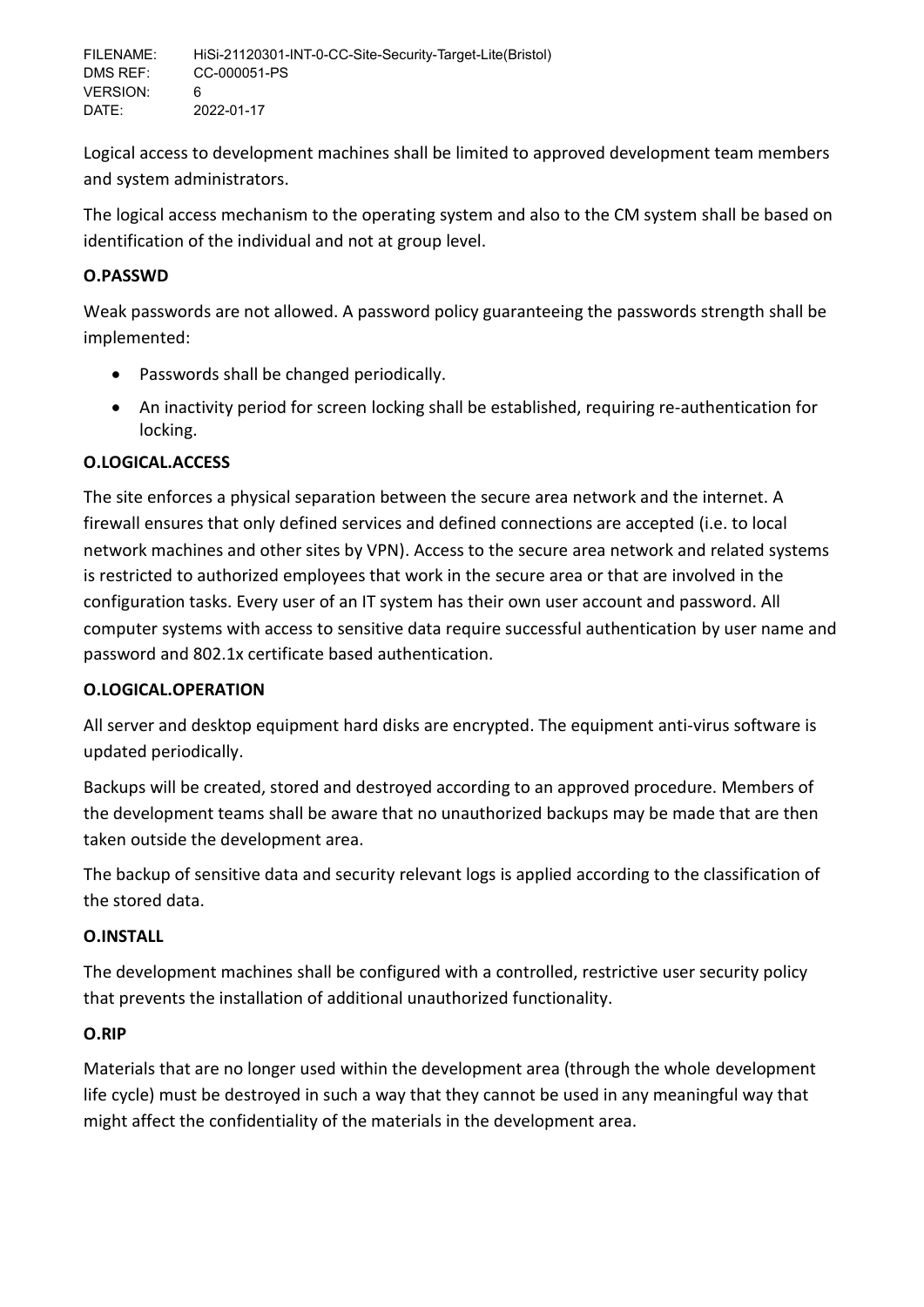Logical access to development machines shall be limited to approved development team members and system administrators.

The logical access mechanism to the operating system and also to the CM system shall be based on identification of the individual and not at group level.

**O.PASSWD**

Weak passwords are not allowed. A password policy guaranteeing the passwords strength shall be implemented:

- Passwords shall be changed periodically.
- An inactivity period for screen locking shall be established, requiring re-authentication for locking.

**O.LOGICAL.ACCESS**

The site enforces a physical separation between the secure area network and the internet. A firewall ensures that only defined services and defined connections are accepted (i.e. to local network machines and other sites by VPN). Access to the secure area network and related systems is restricted to authorized employees that work in the secure area or that are involved in the configuration tasks. Every user of an IT system has their own user account and password. All computer systems with access to sensitive data require successful authentication by user name and password and 802.1x certificate based authentication.

**O.LOGICAL.OPERATION**

All server and desktop equipment hard disks are encrypted. The equipment anti-virus software is updated periodically.

Backups will be created, stored and destroyed according to an approved procedure. Members of the development teams shall be aware that no unauthorized backups may be made that are then taken outside the development area.

The backup of sensitive data and security relevant logs is applied according to the classification of the stored data.

**O.INSTALL**

The development machines shall be configured with a controlled, restrictive user security policy that prevents the installation of additional unauthorized functionality.

**O.RIP**

Materials that are no longer used within the development area (through the whole development life cycle) must be destroyed in such a way that they cannot be used in any meaningful way that might affect the confidentiality of the materials in the development area.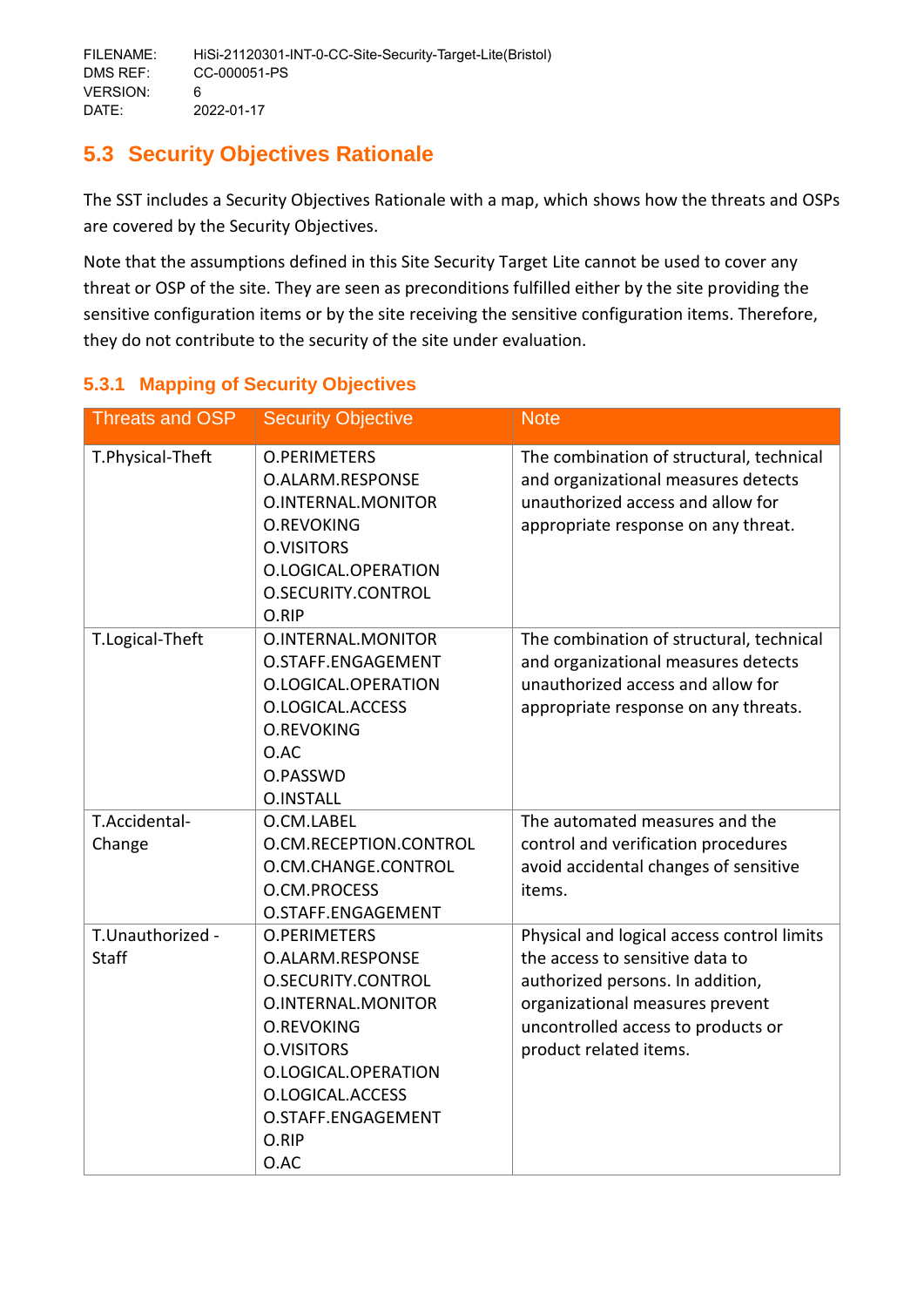## 5.3 Security Objectives Rationale

The SST includes a Security Objectives Rationale with a map, which shows how the threats and OSPs are covered by the Security Objectives.

Note that the assumptions defined in this Site Security Target Lite cannot be used to cover any threat or OSP of the site. They are seen as preconditions fulfilled either by the site providing the sensitive configuration items or by the site receiving the sensitive configuration items. Therefore, they do not contribute to the security of the site under evaluation.

### 5.3.1 Mapping of Security Objectives

| Threats and OSP | Security Objective | Note |
|---|---|---|
| T.Physical-Theft | O.PERIMETERS<br>O.ALARM.RESPONSE<br>O.INTERNAL.MONITOR<br>O.REVOKING<br>O.VISITORS<br>O.LOGICAL.OPERATION<br>O.SECURITY.CONTROL<br>O.RIP | The combination of structural, technical and organizational measures detects unauthorized access and allow for appropriate response on any threat. |
| T.Logical-Theft | O.INTERNAL.MONITOR<br>O.STAFF.ENGAGEMENT<br>O.LOGICAL.OPERATION<br>O.LOGICAL.ACCESS<br>O.REVOKING<br>O.AC<br>O.PASSWD<br>O.INSTALL | The combination of structural, technical and organizational measures detects unauthorized access and allow for appropriate response on any threats. |
| T.Accidental-Change | O.CM.LABEL<br>O.CM.RECEPTION.CONTROL<br>O.CM.CHANGE.CONTROL<br>O.CM.PROCESS<br>O.STAFF.ENGAGEMENT | The automated measures and the control and verification procedures avoid accidental changes of sensitive items. |
| T.Unauthorized - Staff | O.PERIMETERS<br>O.ALARM.RESPONSE<br>O.SECURITY.CONTROL<br>O.INTERNAL.MONITOR<br>O.REVOKING<br>O.VISITORS<br>O.LOGICAL.OPERATION<br>O.LOGICAL.ACCESS<br>O.STAFF.ENGAGEMENT<br>O.RIP<br>O.AC | Physical and logical access control limits the access to sensitive data to authorized persons. In addition, organizational measures prevent uncontrolled access to products or product related items. |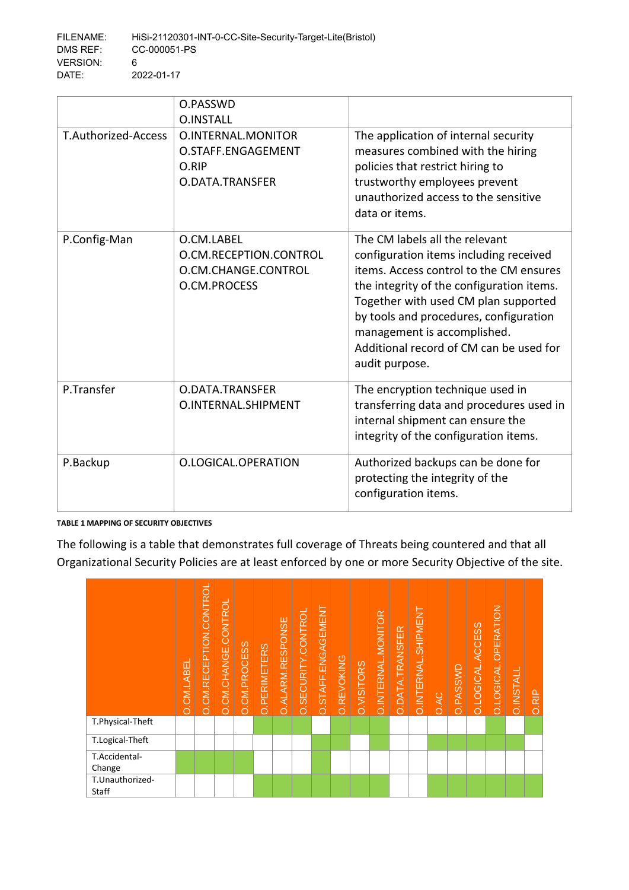| | | |
|---|---|---|
| | O.PASSWD<br>O.INSTALL | |
| T.Authorized-Access | O.INTERNAL.MONITOR<br>O.STAFF.ENGAGEMENT<br>O.RIP<br>O.DATA.TRANSFER | The application of internal security measures combined with the hiring policies that restrict hiring to trustworthy employees prevent unauthorized access to the sensitive data or items. |
| P.Config-Man | O.CM.LABEL<br>O.CM.RECEPTION.CONTROL<br>O.CM.CHANGE.CONTROL<br>O.CM.PROCESS | The CM labels all the relevant configuration items including received items. Access control to the CM ensures the integrity of the configuration items. Together with used CM plan supported by tools and procedures, configuration management is accomplished. Additional record of CM can be used for audit purpose. |
| P.Transfer | O.DATA.TRANSFER<br>O.INTERNAL.SHIPMENT | The encryption technique used in transferring data and procedures used in internal shipment can ensure the integrity of the configuration items. |
| P.Backup | O.LOGICAL.OPERATION | Authorized backups can be done for protecting the integrity of the configuration items. |

**TABLE 1 MAPPING OF SECURITY OBJECTIVES**

The following is a table that demonstrates full coverage of Threats being countered and that all Organizational Security Policies are at least enforced by one or more Security Objective of the site.

| | O.CM.LABEL | O.CM.RECEPTION.CONTROL | O.CM.CHANGE.CONTROL | O.CM.PROCESS | O.PERIMETERS | O.ALARM.RESPONSE | O.SECURITY.CONTROL | O.STAFF.ENGAGEMENT | O.REVOKING | O.VISITORS | O.INTERNAL.MONITOR | O.DATA.TRANSFER | O.INTERNAL.SHIPMENT | O.AC | O.PASSWD | O.LOGICAL.ACCESS | O.LOGICAL.OPERATION | O.INSTALL | O.RIP |
|---|---|---|---|---|---|---|---|---|---|---|---|---|---|---|---|---|---|---|---|
| T.Physical-Theft | | | | | X | X | X | | X | X | X | | | | | | X | | X |
| T.Logical-Theft | | | | | | | | X | X | | X | | | X | X | X | X | X | |
| T.Accidental-Change | X | X | X | X | | | | X | | | | | | | | | | | |
| T.Unauthorized-Staff | | | | | X | X | X | X | X | X | X | | | X | X | X | X | X | X |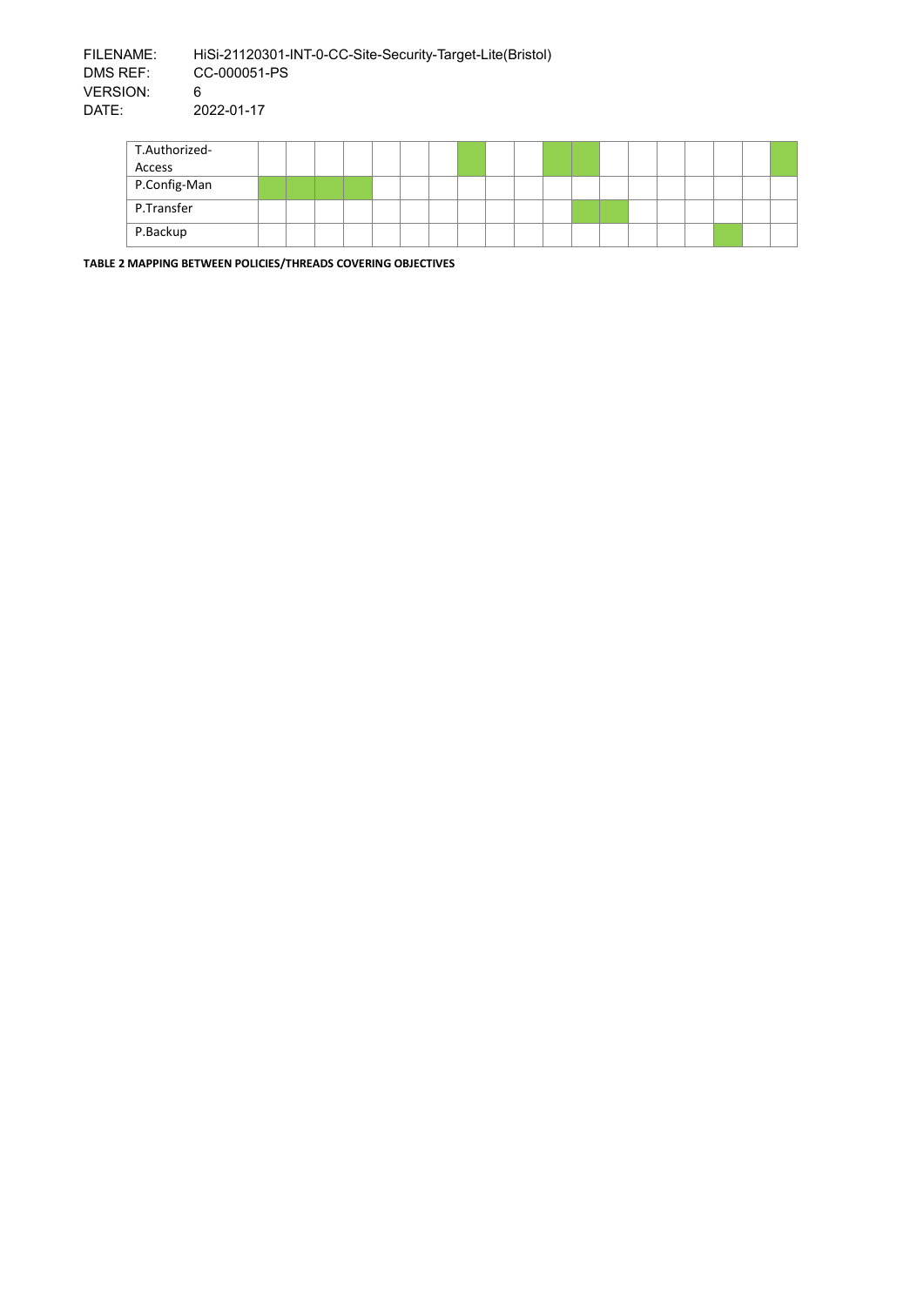| | | | | | | | | | | | | | | | | | | | |
|---|---|---|---|---|---|---|---|---|---|---|---|---|---|---|---|---|---|---|---|
| T.Authorized-Access | | | | | | | | X | | | X | X | | | | | | | X |
| P.Config-Man | X | X | X | X | | | | | | | | | | | | | | | |
| P.Transfer | | | | | | | | | | | | X | X | | | | | | |
| P.Backup | | | | | | | | | | | | | | | | | X | | |

**TABLE 2 MAPPING BETWEEN POLICIES/THREADS COVERING OBJECTIVES**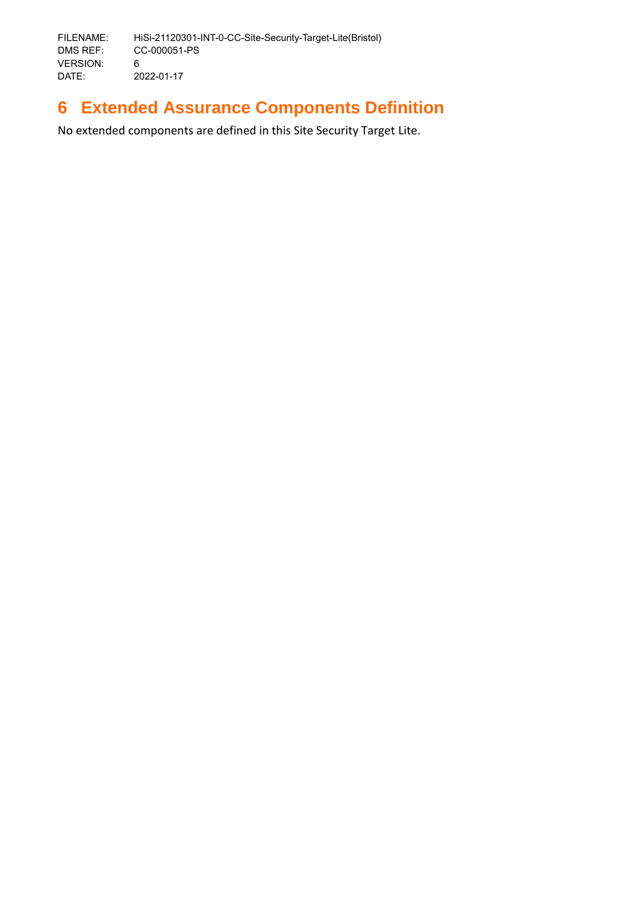# 6 Extended Assurance Components Definition

No extended components are defined in this Site Security Target Lite.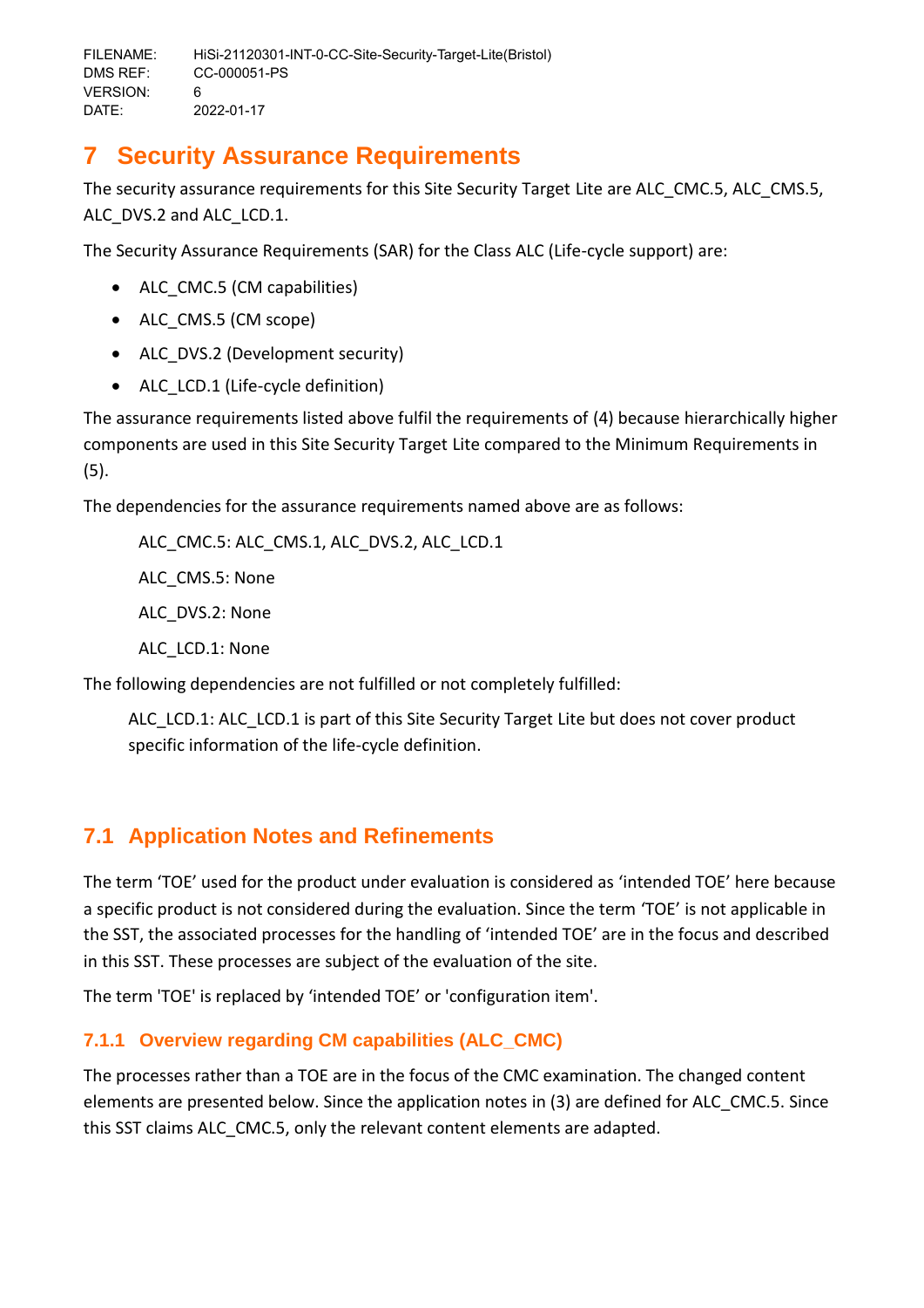# 7 Security Assurance Requirements

The security assurance requirements for this Site Security Target Lite are ALC_CMC.5, ALC_CMS.5, ALC_DVS.2 and ALC_LCD.1.

The Security Assurance Requirements (SAR) for the Class ALC (Life-cycle support) are:

- ALC_CMC.5 (CM capabilities)
- ALC_CMS.5 (CM scope)
- ALC_DVS.2 (Development security)
- ALC_LCD.1 (Life-cycle definition)

The assurance requirements listed above fulfil the requirements of (4) because hierarchically higher components are used in this Site Security Target Lite compared to the Minimum Requirements in (5).

The dependencies for the assurance requirements named above are as follows:

ALC_CMC.5: ALC_CMS.1, ALC_DVS.2, ALC_LCD.1

ALC_CMS.5: None

ALC_DVS.2: None

ALC_LCD.1: None

The following dependencies are not fulfilled or not completely fulfilled:

ALC_LCD.1: ALC_LCD.1 is part of this Site Security Target Lite but does not cover product specific information of the life-cycle definition.

## 7.1 Application Notes and Refinements

The term 'TOE' used for the product under evaluation is considered as 'intended TOE' here because a specific product is not considered during the evaluation. Since the term 'TOE' is not applicable in the SST, the associated processes for the handling of 'intended TOE' are in the focus and described in this SST. These processes are subject of the evaluation of the site.

The term 'TOE' is replaced by 'intended TOE' or 'configuration item'.

### 7.1.1 Overview regarding CM capabilities (ALC_CMC)

The processes rather than a TOE are in the focus of the CMC examination. The changed content elements are presented below. Since the application notes in (3) are defined for ALC_CMC.5. Since this SST claims ALC_CMC.5, only the relevant content elements are adapted.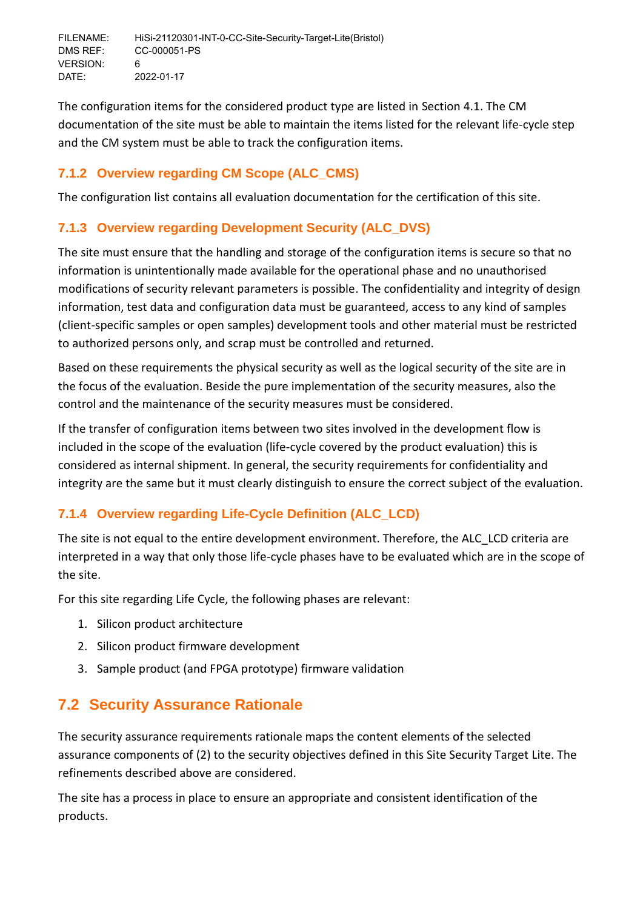The configuration items for the considered product type are listed in Section 4.1. The CM documentation of the site must be able to maintain the items listed for the relevant life-cycle step and the CM system must be able to track the configuration items.

### 7.1.2 Overview regarding CM Scope (ALC_CMS)

The configuration list contains all evaluation documentation for the certification of this site.

### 7.1.3 Overview regarding Development Security (ALC_DVS)

The site must ensure that the handling and storage of the configuration items is secure so that no information is unintentionally made available for the operational phase and no unauthorised modifications of security relevant parameters is possible. The confidentiality and integrity of design information, test data and configuration data must be guaranteed, access to any kind of samples (client-specific samples or open samples) development tools and other material must be restricted to authorized persons only, and scrap must be controlled and returned.

Based on these requirements the physical security as well as the logical security of the site are in the focus of the evaluation. Beside the pure implementation of the security measures, also the control and the maintenance of the security measures must be considered.

If the transfer of configuration items between two sites involved in the development flow is included in the scope of the evaluation (life-cycle covered by the product evaluation) this is considered as internal shipment. In general, the security requirements for confidentiality and integrity are the same but it must clearly distinguish to ensure the correct subject of the evaluation.

### 7.1.4 Overview regarding Life-Cycle Definition (ALC_LCD)

The site is not equal to the entire development environment. Therefore, the ALC_LCD criteria are interpreted in a way that only those life-cycle phases have to be evaluated which are in the scope of the site.

For this site regarding Life Cycle, the following phases are relevant:

1. Silicon product architecture
2. Silicon product firmware development
3. Sample product (and FPGA prototype) firmware validation

## 7.2 Security Assurance Rationale

The security assurance requirements rationale maps the content elements of the selected assurance components of (2) to the security objectives defined in this Site Security Target Lite. The refinements described above are considered.

The site has a process in place to ensure an appropriate and consistent identification of the products.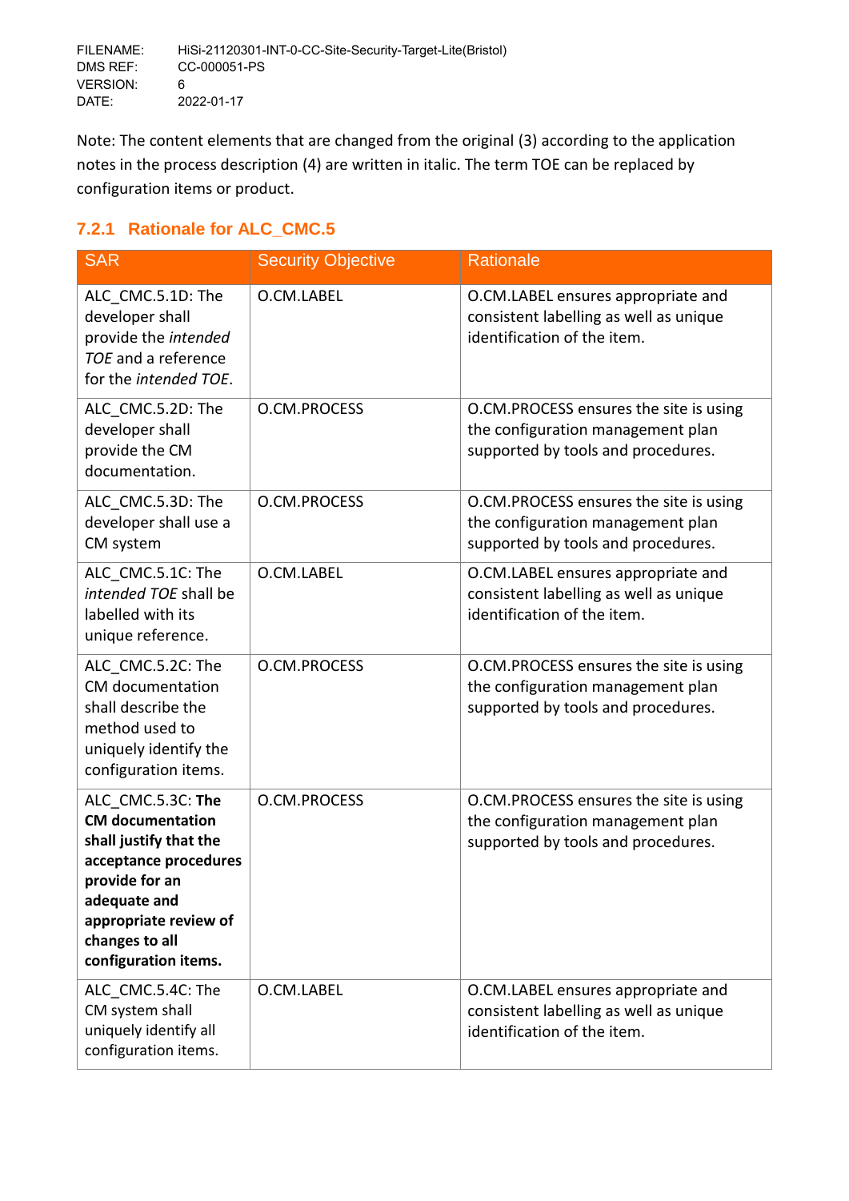Note: The content elements that are changed from the original (3) according to the application notes in the process description (4) are written in italic. The term TOE can be replaced by configuration items or product.

### 7.2.1 Rationale for ALC_CMC.5

| SAR | Security Objective | Rationale |
|---|---|---|
| ALC_CMC.5.1D: The developer shall provide the *intended TOE* and a reference for the *intended TOE*. | O.CM.LABEL | O.CM.LABEL ensures appropriate and consistent labelling as well as unique identification of the item. |
| ALC_CMC.5.2D: The developer shall provide the CM documentation. | O.CM.PROCESS | O.CM.PROCESS ensures the site is using the configuration management plan supported by tools and procedures. |
| ALC_CMC.5.3D: The developer shall use a CM system | O.CM.PROCESS | O.CM.PROCESS ensures the site is using the configuration management plan supported by tools and procedures. |
| ALC_CMC.5.1C: The *intended TOE* shall be labelled with its unique reference. | O.CM.LABEL | O.CM.LABEL ensures appropriate and consistent labelling as well as unique identification of the item. |
| ALC_CMC.5.2C: The CM documentation shall describe the method used to uniquely identify the configuration items. | O.CM.PROCESS | O.CM.PROCESS ensures the site is using the configuration management plan supported by tools and procedures. |
| ALC_CMC.5.3C: **The CM documentation shall justify that the acceptance procedures provide for an adequate and appropriate review of changes to all configuration items.** | O.CM.PROCESS | O.CM.PROCESS ensures the site is using the configuration management plan supported by tools and procedures. |
| ALC_CMC.5.4C: The CM system shall uniquely identify all configuration items. | O.CM.LABEL | O.CM.LABEL ensures appropriate and consistent labelling as well as unique identification of the item. |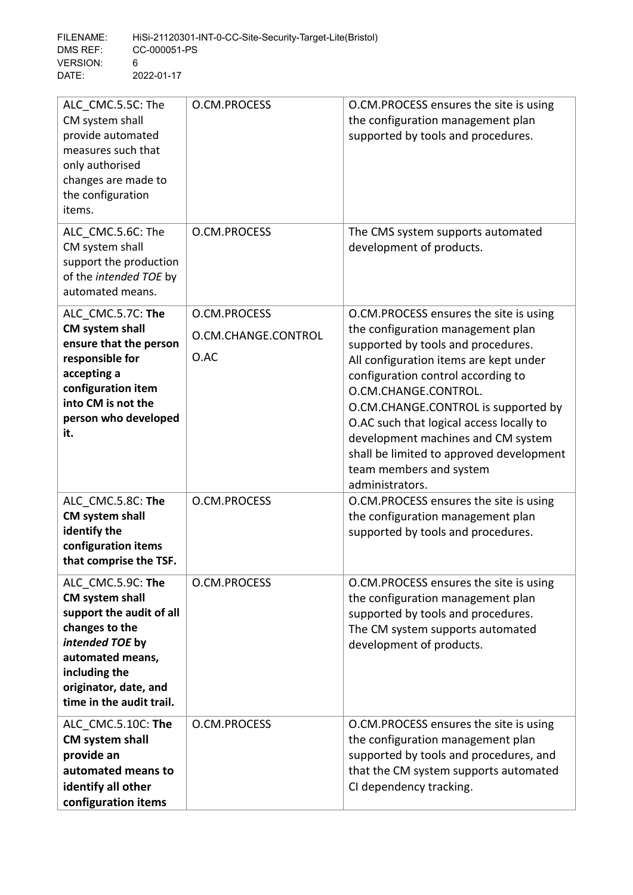| | | |
|---|---|---|
| ALC_CMC.5.5C: The CM system shall provide automated measures such that only authorised changes are made to the configuration items. | O.CM.PROCESS | O.CM.PROCESS ensures the site is using the configuration management plan supported by tools and procedures. |
| ALC_CMC.5.6C: The CM system shall support the production of the *intended TOE* by automated means. | O.CM.PROCESS | The CMS system supports automated development of products. |
| ALC_CMC.5.7C: **The CM system shall ensure that the person responsible for accepting a configuration item into CM is not the person who developed it.** | O.CM.PROCESS<br>O.CM.CHANGE.CONTROL<br>O.AC | O.CM.PROCESS ensures the site is using the configuration management plan supported by tools and procedures.<br>All configuration items are kept under configuration control according to O.CM.CHANGE.CONTROL.<br>O.CM.CHANGE.CONTROL is supported by O.AC such that logical access locally to development machines and CM system shall be limited to approved development team members and system administrators. |
| ALC_CMC.5.8C: **The CM system shall identify the configuration items that comprise the TSF.** | O.CM.PROCESS | O.CM.PROCESS ensures the site is using the configuration management plan supported by tools and procedures. |
| ALC_CMC.5.9C: **The CM system shall support the audit of all changes to the *intended TOE* by automated means, including the originator, date, and time in the audit trail.** | O.CM.PROCESS | O.CM.PROCESS ensures the site is using the configuration management plan supported by tools and procedures.<br>The CM system supports automated development of products. |
| ALC_CMC.5.10C: **The CM system shall provide an automated means to identify all other configuration items** | O.CM.PROCESS | O.CM.PROCESS ensures the site is using the configuration management plan supported by tools and procedures, and that the CM system supports automated CI dependency tracking. |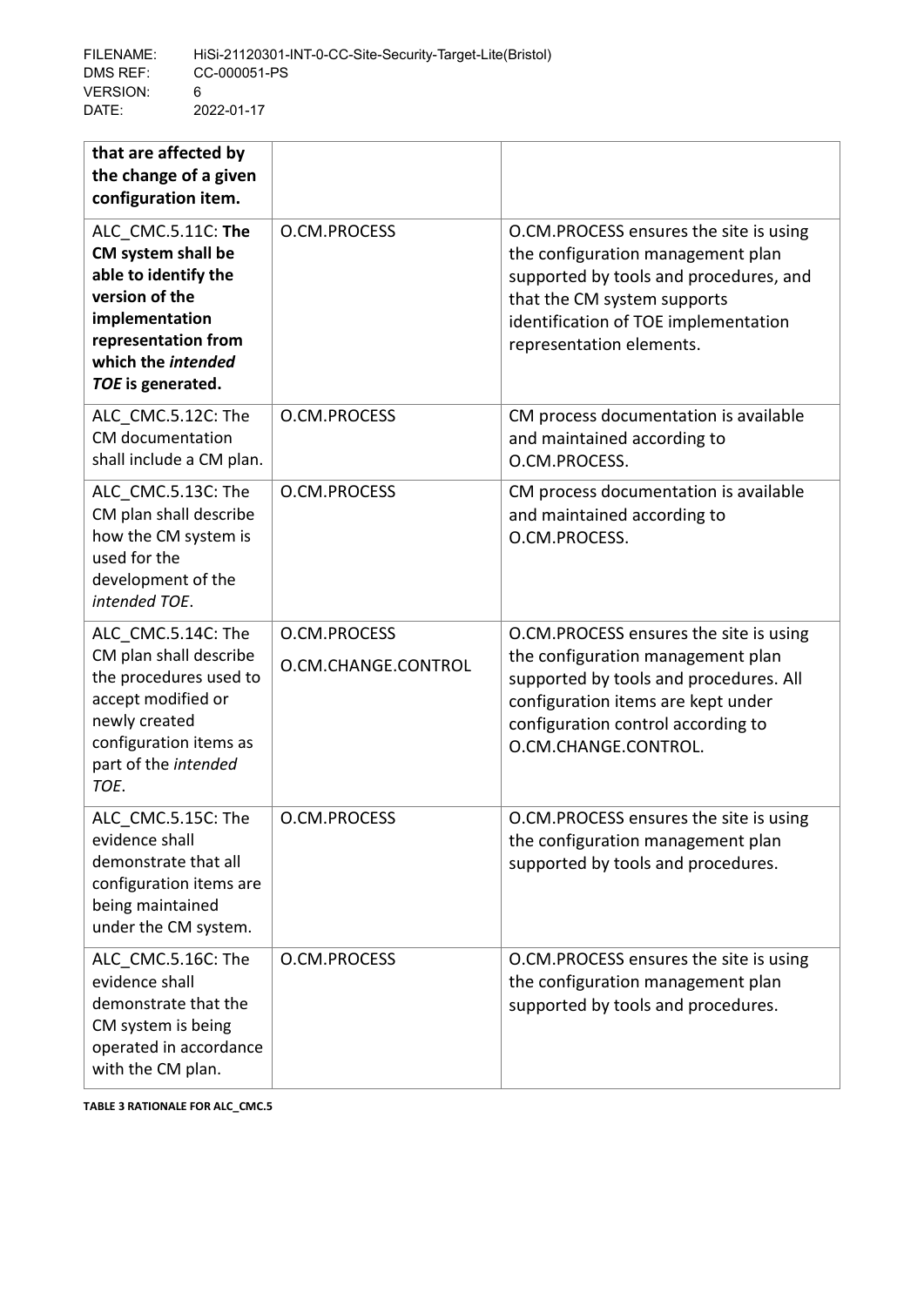| | | |
|---|---|---|
| **that are affected by the change of a given configuration item.** | | |
| ALC_CMC.5.11C: **The CM system shall be able to identify the version of the implementation representation from which the *intended TOE* is generated.** | O.CM.PROCESS | O.CM.PROCESS ensures the site is using the configuration management plan supported by tools and procedures, and that the CM system supports identification of TOE implementation representation elements. |
| ALC_CMC.5.12C: The CM documentation shall include a CM plan. | O.CM.PROCESS | CM process documentation is available and maintained according to O.CM.PROCESS. |
| ALC_CMC.5.13C: The CM plan shall describe how the CM system is used for the development of the *intended TOE*. | O.CM.PROCESS | CM process documentation is available and maintained according to O.CM.PROCESS. |
| ALC_CMC.5.14C: The CM plan shall describe the procedures used to accept modified or newly created configuration items as part of the *intended TOE*. | O.CM.PROCESS<br>O.CM.CHANGE.CONTROL | O.CM.PROCESS ensures the site is using the configuration management plan supported by tools and procedures. All configuration items are kept under configuration control according to O.CM.CHANGE.CONTROL. |
| ALC_CMC.5.15C: The evidence shall demonstrate that all configuration items are being maintained under the CM system. | O.CM.PROCESS | O.CM.PROCESS ensures the site is using the configuration management plan supported by tools and procedures. |
| ALC_CMC.5.16C: The evidence shall demonstrate that the CM system is being operated in accordance with the CM plan. | O.CM.PROCESS | O.CM.PROCESS ensures the site is using the configuration management plan supported by tools and procedures. |

**TABLE 3 RATIONALE FOR ALC_CMC.5**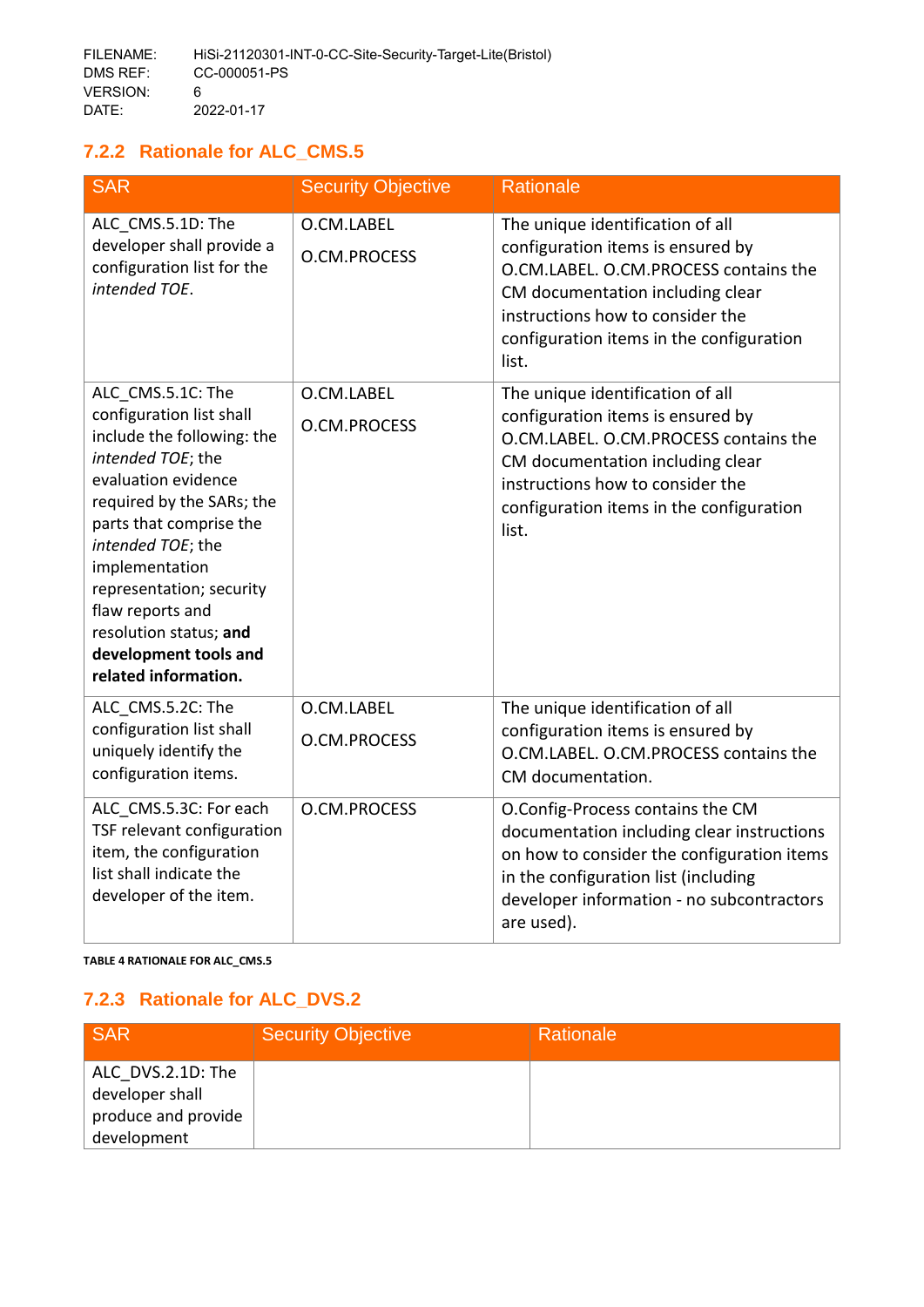### 7.2.2 Rationale for ALC_CMS.5

| SAR | Security Objective | Rationale |
|---|---|---|
| ALC_CMS.5.1D: The developer shall provide a configuration list for the *intended TOE*. | O.CM.LABEL<br>O.CM.PROCESS | The unique identification of all configuration items is ensured by O.CM.LABEL. O.CM.PROCESS contains the CM documentation including clear instructions how to consider the configuration items in the configuration list. |
| ALC_CMS.5.1C: The configuration list shall include the following: the *intended TOE*; the evaluation evidence required by the SARs; the parts that comprise the *intended TOE*; the implementation representation; security flaw reports and resolution status; **and development tools and related information.** | O.CM.LABEL<br>O.CM.PROCESS | The unique identification of all configuration items is ensured by O.CM.LABEL. O.CM.PROCESS contains the CM documentation including clear instructions how to consider the configuration items in the configuration list. |
| ALC_CMS.5.2C: The configuration list shall uniquely identify the configuration items. | O.CM.LABEL<br>O.CM.PROCESS | The unique identification of all configuration items is ensured by O.CM.LABEL. O.CM.PROCESS contains the CM documentation. |
| ALC_CMS.5.3C: For each TSF relevant configuration item, the configuration list shall indicate the developer of the item. | O.CM.PROCESS | O.Config-Process contains the CM documentation including clear instructions on how to consider the configuration items in the configuration list (including developer information - no subcontractors are used). |

TABLE 4 RATIONALE FOR ALC_CMS.5

### 7.2.3 Rationale for ALC_DVS.2

| SAR | Security Objective | Rationale |
|---|---|---|
| ALC_DVS.2.1D: The developer shall produce and provide development | | |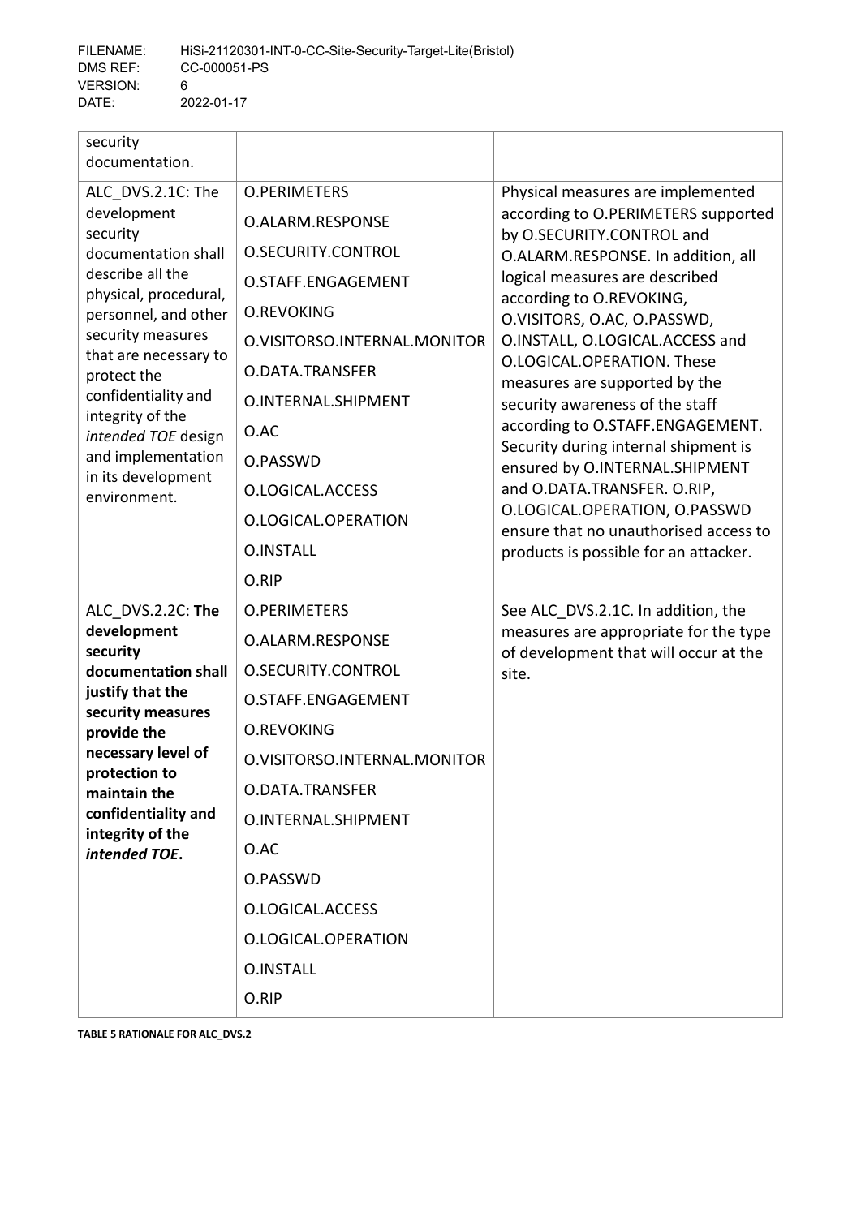| | | |
|---|---|---|
| security documentation. | | |
| ALC_DVS.2.1C: The development security documentation shall describe all the physical, procedural, personnel, and other security measures that are necessary to protect the confidentiality and integrity of the *intended TOE* design and implementation in its development environment. | O.PERIMETERS<br>O.ALARM.RESPONSE<br>O.SECURITY.CONTROL<br>O.STAFF.ENGAGEMENT<br>O.REVOKING<br>O.VISITORSO.INTERNAL.MONITOR<br>O.DATA.TRANSFER<br>O.INTERNAL.SHIPMENT<br>O.AC<br>O.PASSWD<br>O.LOGICAL.ACCESS<br>O.LOGICAL.OPERATION<br>O.INSTALL<br>O.RIP | Physical measures are implemented according to O.PERIMETERS supported by O.SECURITY.CONTROL and O.ALARM.RESPONSE. In addition, all logical measures are described according to O.REVOKING, O.VISITORS, O.AC, O.PASSWD, O.INSTALL, O.LOGICAL.ACCESS and O.LOGICAL.OPERATION. These measures are supported by the security awareness of the staff according to O.STAFF.ENGAGEMENT. Security during internal shipment is ensured by O.INTERNAL.SHIPMENT and O.DATA.TRANSFER. O.RIP, O.LOGICAL.OPERATION, O.PASSWD ensure that no unauthorised access to products is possible for an attacker. |
| ALC_DVS.2.2C: **The development security documentation shall justify that the security measures provide the necessary level of protection to maintain the confidentiality and integrity of the *intended TOE*.** | O.PERIMETERS<br>O.ALARM.RESPONSE<br>O.SECURITY.CONTROL<br>O.STAFF.ENGAGEMENT<br>O.REVOKING<br>O.VISITORSO.INTERNAL.MONITOR<br>O.DATA.TRANSFER<br>O.INTERNAL.SHIPMENT<br>O.AC<br>O.PASSWD<br>O.LOGICAL.ACCESS<br>O.LOGICAL.OPERATION<br>O.INSTALL<br>O.RIP | See ALC_DVS.2.1C. In addition, the measures are appropriate for the type of development that will occur at the site. |

**TABLE 5 RATIONALE FOR ALC_DVS.2**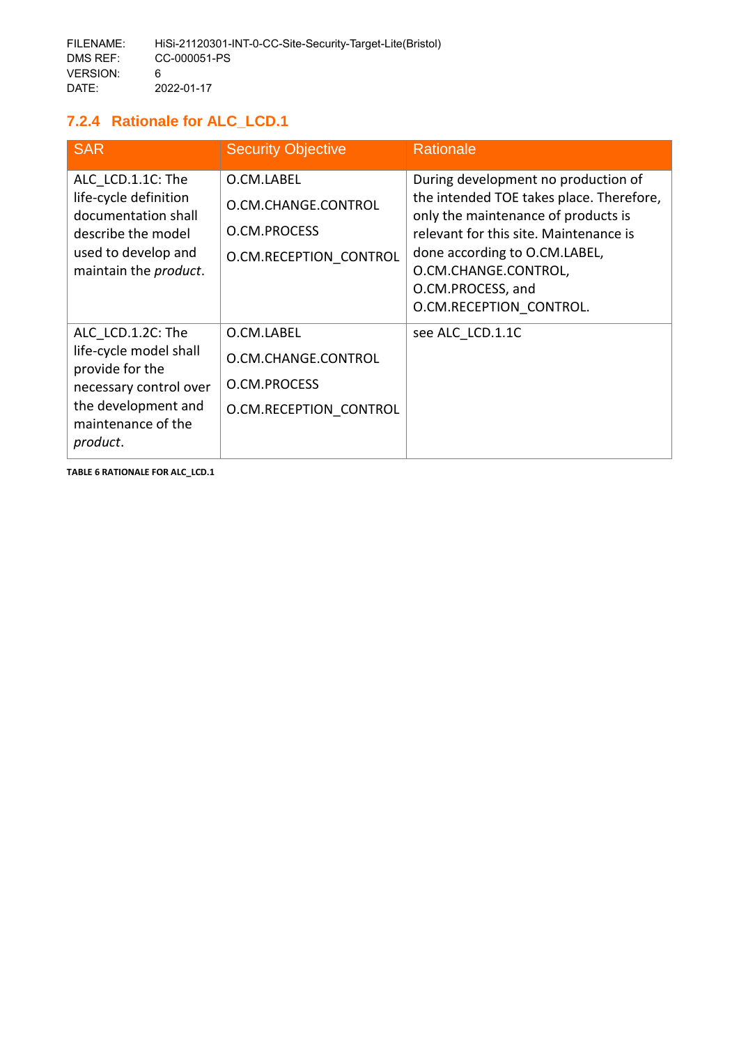### 7.2.4 Rationale for ALC_LCD.1

| SAR | Security Objective | Rationale |
|---|---|---|
| ALC_LCD.1.1C: The life-cycle definition documentation shall describe the model used to develop and maintain the *product*. | O.CM.LABEL<br>O.CM.CHANGE.CONTROL<br>O.CM.PROCESS<br>O.CM.RECEPTION_CONTROL | During development no production of the intended TOE takes place. Therefore, only the maintenance of products is relevant for this site. Maintenance is done according to O.CM.LABEL, O.CM.CHANGE.CONTROL, O.CM.PROCESS, and O.CM.RECEPTION_CONTROL. |
| ALC_LCD.1.2C: The life-cycle model shall provide for the necessary control over the development and maintenance of the *product*. | O.CM.LABEL<br>O.CM.CHANGE.CONTROL<br>O.CM.PROCESS<br>O.CM.RECEPTION_CONTROL | see ALC_LCD.1.1C |

TABLE 6 RATIONALE FOR ALC_LCD.1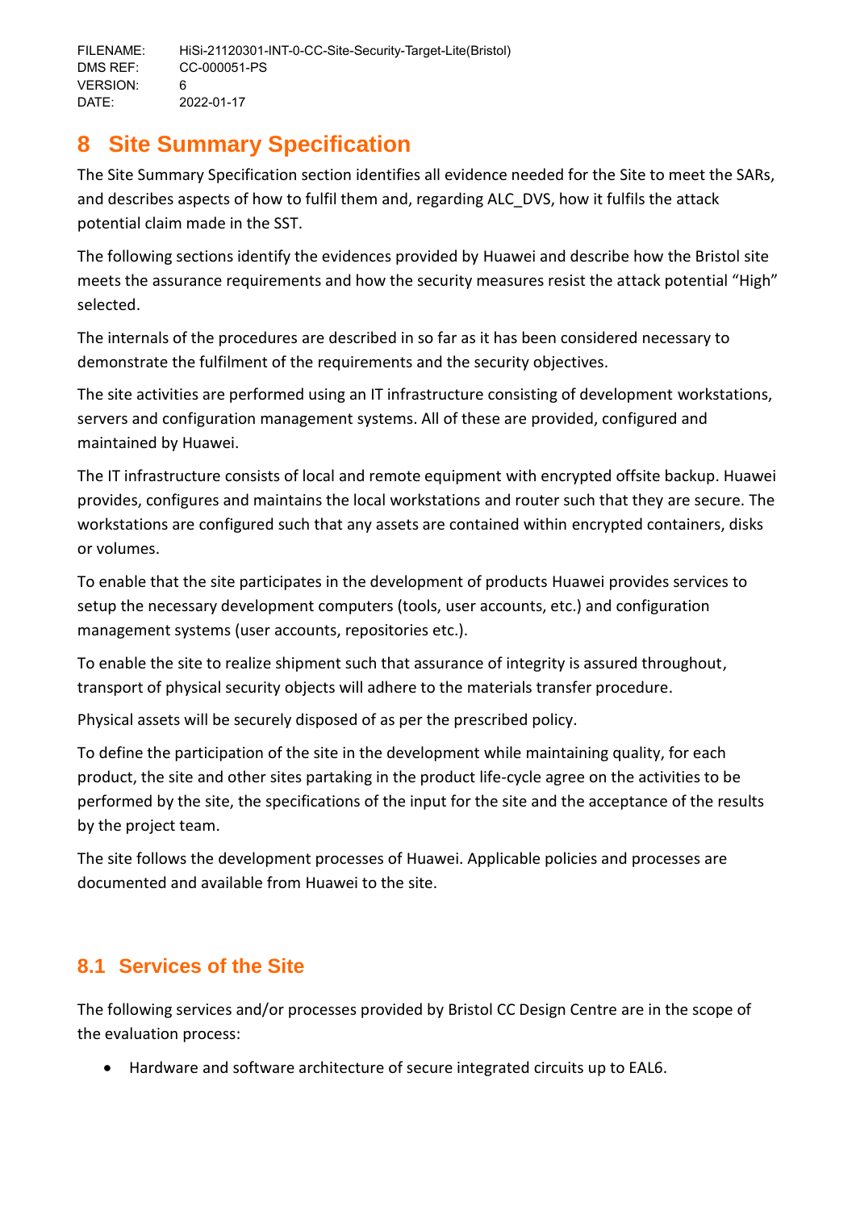# 8 Site Summary Specification

The Site Summary Specification section identifies all evidence needed for the Site to meet the SARs, and describes aspects of how to fulfil them and, regarding ALC_DVS, how it fulfils the attack potential claim made in the SST.

The following sections identify the evidences provided by Huawei and describe how the Bristol site meets the assurance requirements and how the security measures resist the attack potential "High" selected.

The internals of the procedures are described in so far as it has been considered necessary to demonstrate the fulfilment of the requirements and the security objectives.

The site activities are performed using an IT infrastructure consisting of development workstations, servers and configuration management systems. All of these are provided, configured and maintained by Huawei.

The IT infrastructure consists of local and remote equipment with encrypted offsite backup. Huawei provides, configures and maintains the local workstations and router such that they are secure. The workstations are configured such that any assets are contained within encrypted containers, disks or volumes.

To enable that the site participates in the development of products Huawei provides services to setup the necessary development computers (tools, user accounts, etc.) and configuration management systems (user accounts, repositories etc.).

To enable the site to realize shipment such that assurance of integrity is assured throughout, transport of physical security objects will adhere to the materials transfer procedure.

Physical assets will be securely disposed of as per the prescribed policy.

To define the participation of the site in the development while maintaining quality, for each product, the site and other sites partaking in the product life-cycle agree on the activities to be performed by the site, the specifications of the input for the site and the acceptance of the results by the project team.

The site follows the development processes of Huawei. Applicable policies and processes are documented and available from Huawei to the site.

## 8.1 Services of the Site

The following services and/or processes provided by Bristol CC Design Centre are in the scope of the evaluation process:

- Hardware and software architecture of secure integrated circuits up to EAL6.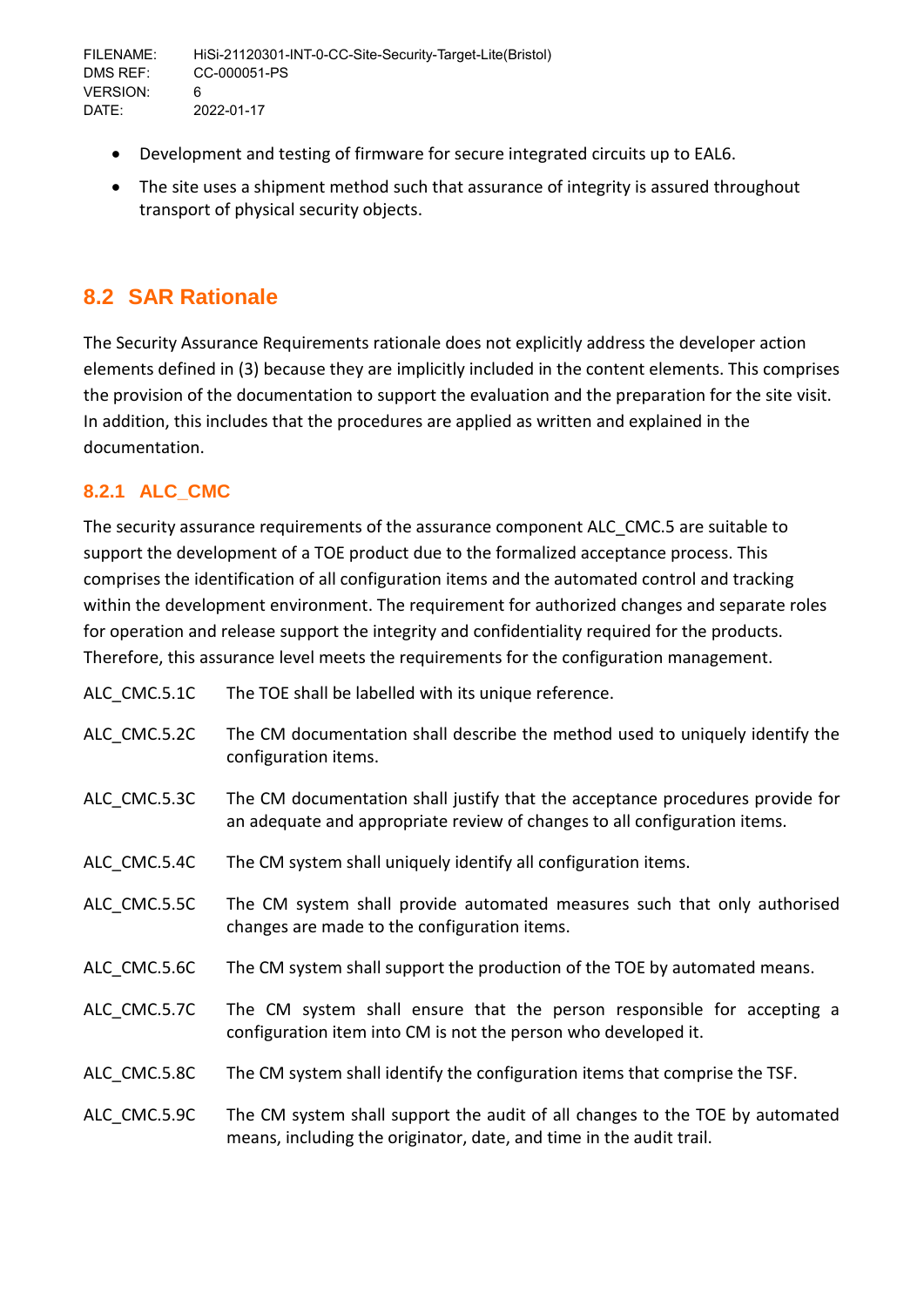- Development and testing of firmware for secure integrated circuits up to EAL6.
- The site uses a shipment method such that assurance of integrity is assured throughout transport of physical security objects.

## 8.2 SAR Rationale

The Security Assurance Requirements rationale does not explicitly address the developer action elements defined in (3) because they are implicitly included in the content elements. This comprises the provision of the documentation to support the evaluation and the preparation for the site visit. In addition, this includes that the procedures are applied as written and explained in the documentation.

### 8.2.1 ALC_CMC

The security assurance requirements of the assurance component ALC_CMC.5 are suitable to support the development of a TOE product due to the formalized acceptance process. This comprises the identification of all configuration items and the automated control and tracking within the development environment. The requirement for authorized changes and separate roles for operation and release support the integrity and confidentiality required for the products. Therefore, this assurance level meets the requirements for the configuration management.

| | |
|---|---|
| ALC_CMC.5.1C | The TOE shall be labelled with its unique reference. |
| ALC_CMC.5.2C | The CM documentation shall describe the method used to uniquely identify the configuration items. |
| ALC_CMC.5.3C | The CM documentation shall justify that the acceptance procedures provide for an adequate and appropriate review of changes to all configuration items. |
| ALC_CMC.5.4C | The CM system shall uniquely identify all configuration items. |
| ALC_CMC.5.5C | The CM system shall provide automated measures such that only authorised changes are made to the configuration items. |
| ALC_CMC.5.6C | The CM system shall support the production of the TOE by automated means. |
| ALC_CMC.5.7C | The CM system shall ensure that the person responsible for accepting a configuration item into CM is not the person who developed it. |
| ALC_CMC.5.8C | The CM system shall identify the configuration items that comprise the TSF. |
| ALC_CMC.5.9C | The CM system shall support the audit of all changes to the TOE by automated means, including the originator, date, and time in the audit trail. |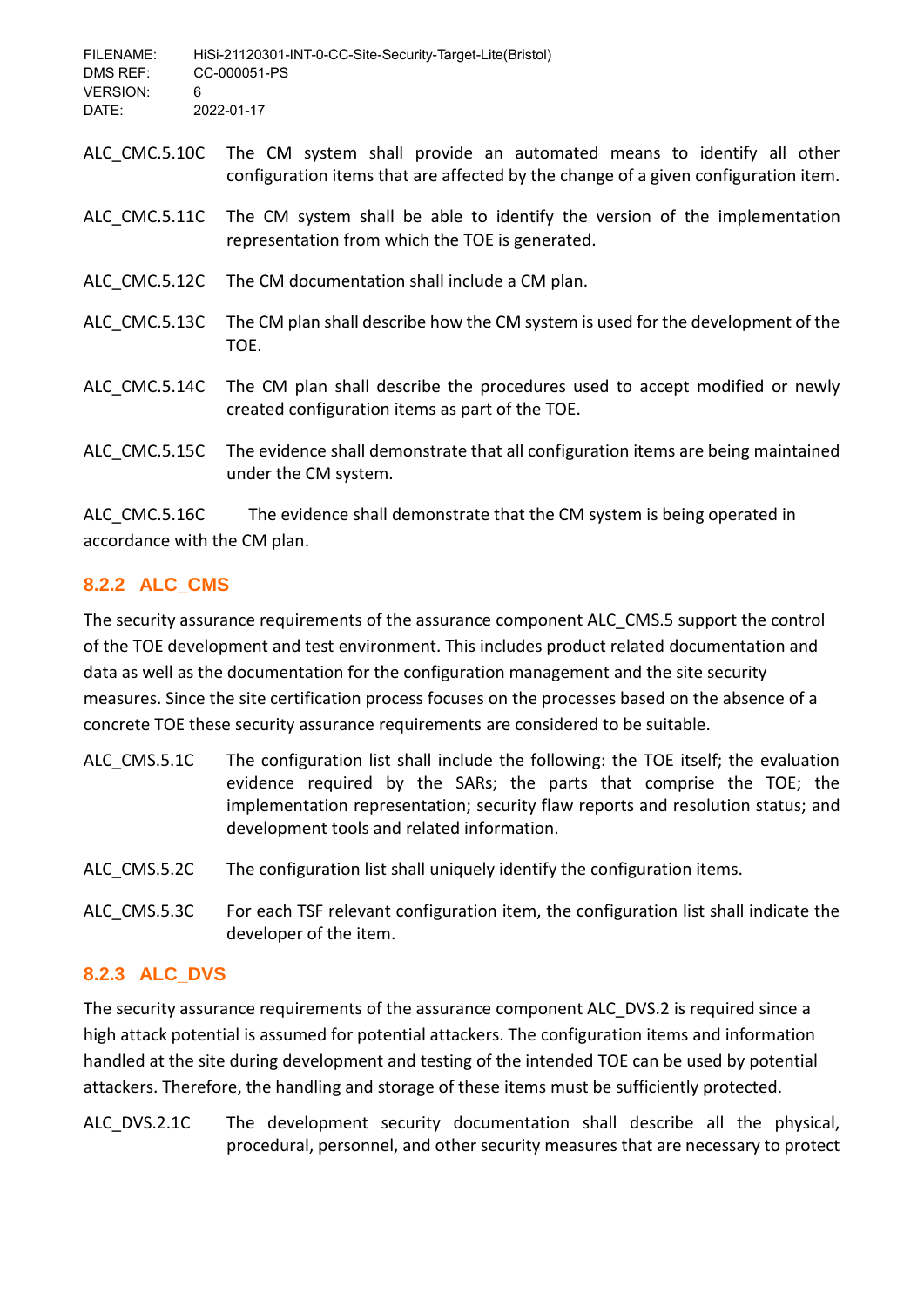ALC_CMC.5.10C The CM system shall provide an automated means to identify all other configuration items that are affected by the change of a given configuration item.

ALC_CMC.5.11C The CM system shall be able to identify the version of the implementation representation from which the TOE is generated.

ALC_CMC.5.12C The CM documentation shall include a CM plan.

ALC_CMC.5.13C The CM plan shall describe how the CM system is used for the development of the TOE.

ALC_CMC.5.14C The CM plan shall describe the procedures used to accept modified or newly created configuration items as part of the TOE.

ALC_CMC.5.15C The evidence shall demonstrate that all configuration items are being maintained under the CM system.

ALC_CMC.5.16C The evidence shall demonstrate that the CM system is being operated in accordance with the CM plan.

### 8.2.2 ALC_CMS

The security assurance requirements of the assurance component ALC_CMS.5 support the control of the TOE development and test environment. This includes product related documentation and data as well as the documentation for the configuration management and the site security measures. Since the site certification process focuses on the processes based on the absence of a concrete TOE these security assurance requirements are considered to be suitable.

ALC_CMS.5.1C The configuration list shall include the following: the TOE itself; the evaluation evidence required by the SARs; the parts that comprise the TOE; the implementation representation; security flaw reports and resolution status; and development tools and related information.

ALC_CMS.5.2C The configuration list shall uniquely identify the configuration items.

ALC_CMS.5.3C For each TSF relevant configuration item, the configuration list shall indicate the developer of the item.

### 8.2.3 ALC_DVS

The security assurance requirements of the assurance component ALC_DVS.2 is required since a high attack potential is assumed for potential attackers. The configuration items and information handled at the site during development and testing of the intended TOE can be used by potential attackers. Therefore, the handling and storage of these items must be sufficiently protected.

ALC_DVS.2.1C The development security documentation shall describe all the physical, procedural, personnel, and other security measures that are necessary to protect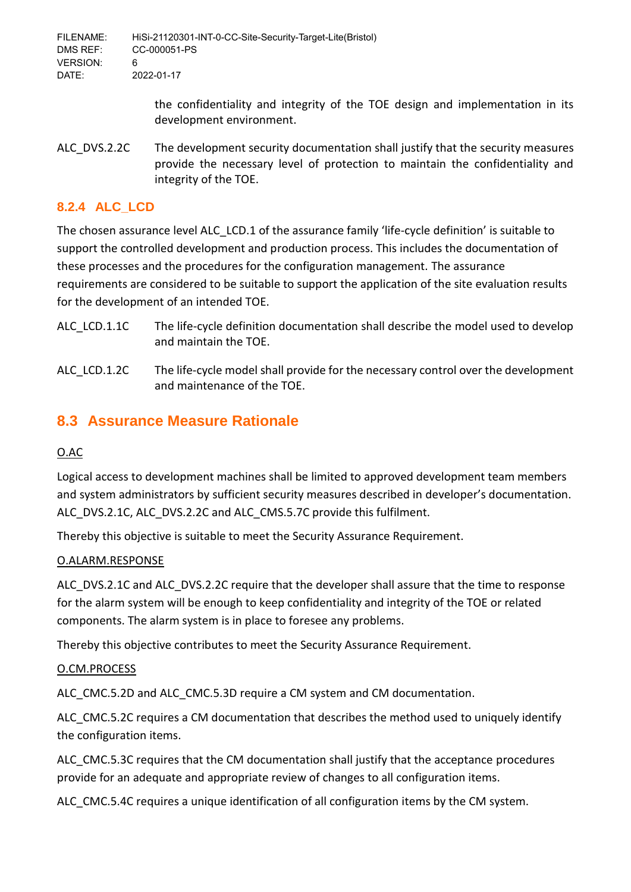the confidentiality and integrity of the TOE design and implementation in its development environment.

ALC_DVS.2.2C The development security documentation shall justify that the security measures provide the necessary level of protection to maintain the confidentiality and integrity of the TOE.

### 8.2.4 ALC_LCD

The chosen assurance level ALC_LCD.1 of the assurance family 'life-cycle definition' is suitable to support the controlled development and production process. This includes the documentation of these processes and the procedures for the configuration management. The assurance requirements are considered to be suitable to support the application of the site evaluation results for the development of an intended TOE.

ALC_LCD.1.1C The life-cycle definition documentation shall describe the model used to develop and maintain the TOE.

ALC_LCD.1.2C The life-cycle model shall provide for the necessary control over the development and maintenance of the TOE.

## 8.3 Assurance Measure Rationale

O.AC

Logical access to development machines shall be limited to approved development team members and system administrators by sufficient security measures described in developer's documentation. ALC_DVS.2.1C, ALC_DVS.2.2C and ALC_CMS.5.7C provide this fulfilment.

Thereby this objective is suitable to meet the Security Assurance Requirement.

O.ALARM.RESPONSE

ALC_DVS.2.1C and ALC_DVS.2.2C require that the developer shall assure that the time to response for the alarm system will be enough to keep confidentiality and integrity of the TOE or related components. The alarm system is in place to foresee any problems.

Thereby this objective contributes to meet the Security Assurance Requirement.

O.CM.PROCESS

ALC_CMC.5.2D and ALC_CMC.5.3D require a CM system and CM documentation.

ALC_CMC.5.2C requires a CM documentation that describes the method used to uniquely identify the configuration items.

ALC_CMC.5.3C requires that the CM documentation shall justify that the acceptance procedures provide for an adequate and appropriate review of changes to all configuration items.

ALC_CMC.5.4C requires a unique identification of all configuration items by the CM system.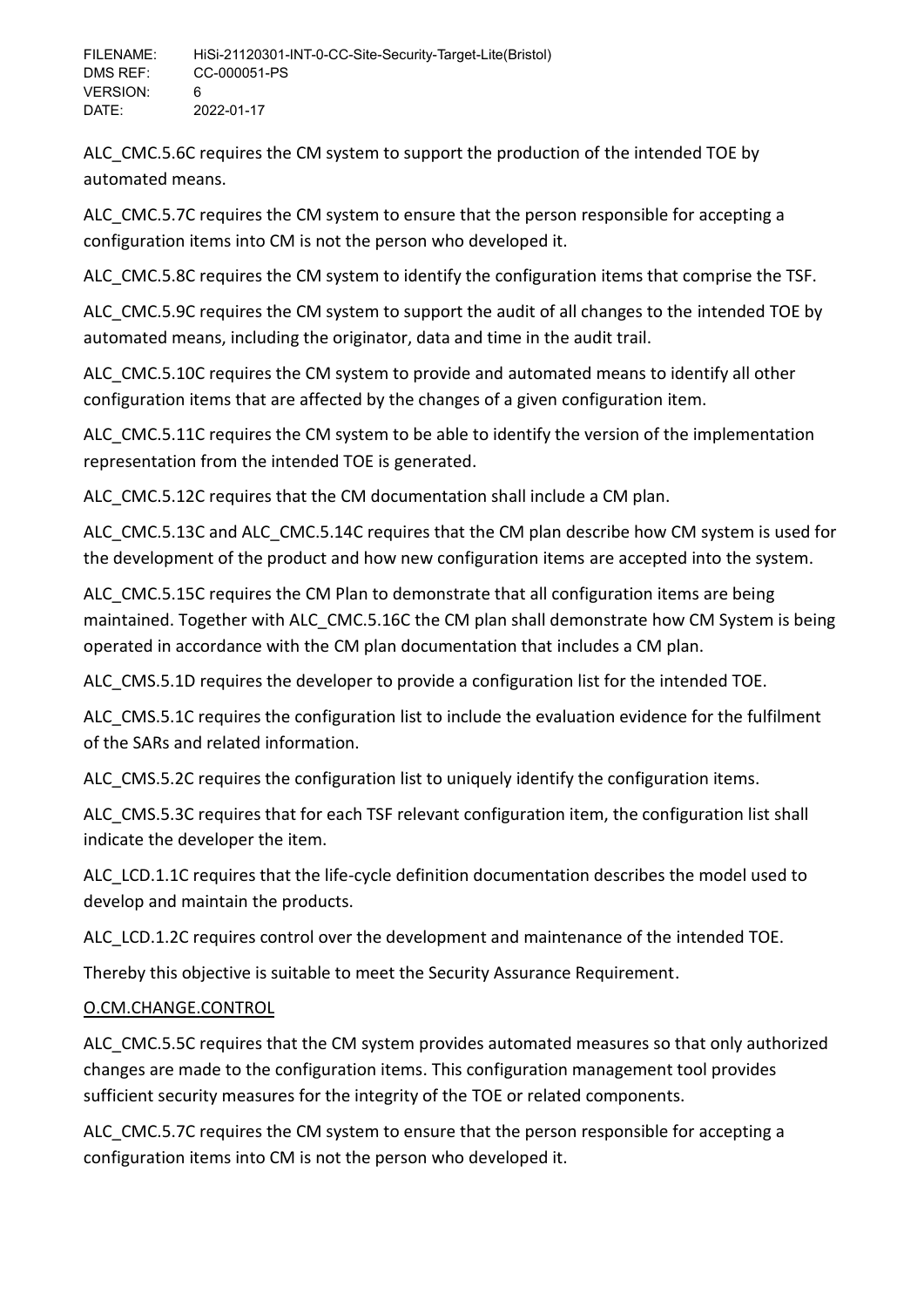ALC_CMC.5.6C requires the CM system to support the production of the intended TOE by automated means.

ALC_CMC.5.7C requires the CM system to ensure that the person responsible for accepting a configuration items into CM is not the person who developed it.

ALC_CMC.5.8C requires the CM system to identify the configuration items that comprise the TSF.

ALC_CMC.5.9C requires the CM system to support the audit of all changes to the intended TOE by automated means, including the originator, data and time in the audit trail.

ALC_CMC.5.10C requires the CM system to provide and automated means to identify all other configuration items that are affected by the changes of a given configuration item.

ALC_CMC.5.11C requires the CM system to be able to identify the version of the implementation representation from the intended TOE is generated.

ALC_CMC.5.12C requires that the CM documentation shall include a CM plan.

ALC_CMC.5.13C and ALC_CMC.5.14C requires that the CM plan describe how CM system is used for the development of the product and how new configuration items are accepted into the system.

ALC_CMC.5.15C requires the CM Plan to demonstrate that all configuration items are being maintained. Together with ALC_CMC.5.16C the CM plan shall demonstrate how CM System is being operated in accordance with the CM plan documentation that includes a CM plan.

ALC_CMS.5.1D requires the developer to provide a configuration list for the intended TOE.

ALC_CMS.5.1C requires the configuration list to include the evaluation evidence for the fulfilment of the SARs and related information.

ALC_CMS.5.2C requires the configuration list to uniquely identify the configuration items.

ALC_CMS.5.3C requires that for each TSF relevant configuration item, the configuration list shall indicate the developer the item.

ALC_LCD.1.1C requires that the life-cycle definition documentation describes the model used to develop and maintain the products.

ALC_LCD.1.2C requires control over the development and maintenance of the intended TOE.

Thereby this objective is suitable to meet the Security Assurance Requirement.

<u>O.CM.CHANGE.CONTROL</u>

ALC_CMC.5.5C requires that the CM system provides automated measures so that only authorized changes are made to the configuration items. This configuration management tool provides sufficient security measures for the integrity of the TOE or related components.

ALC_CMC.5.7C requires the CM system to ensure that the person responsible for accepting a configuration items into CM is not the person who developed it.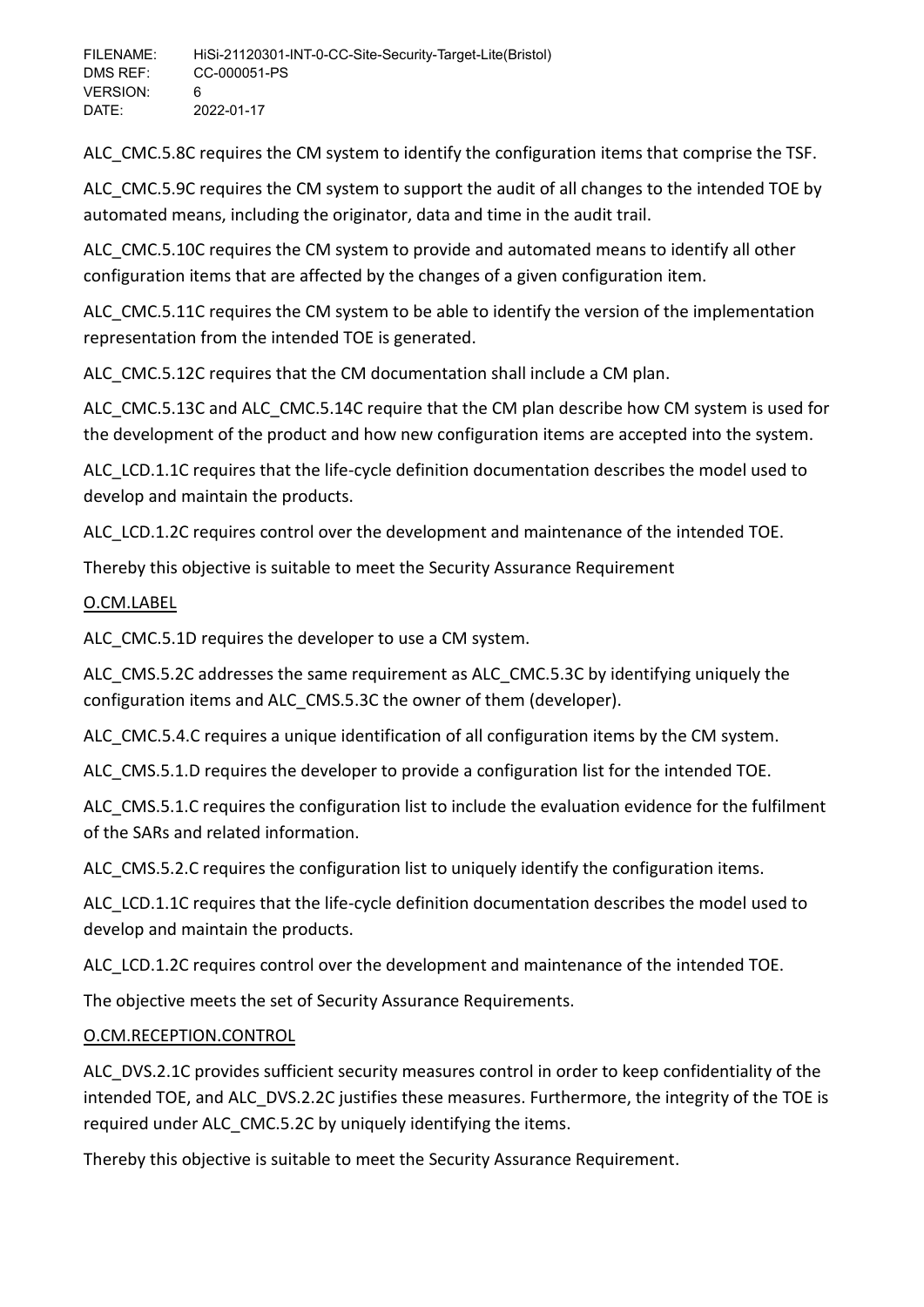ALC_CMC.5.8C requires the CM system to identify the configuration items that comprise the TSF.

ALC_CMC.5.9C requires the CM system to support the audit of all changes to the intended TOE by automated means, including the originator, data and time in the audit trail.

ALC_CMC.5.10C requires the CM system to provide and automated means to identify all other configuration items that are affected by the changes of a given configuration item.

ALC_CMC.5.11C requires the CM system to be able to identify the version of the implementation representation from the intended TOE is generated.

ALC_CMC.5.12C requires that the CM documentation shall include a CM plan.

ALC_CMC.5.13C and ALC_CMC.5.14C require that the CM plan describe how CM system is used for the development of the product and how new configuration items are accepted into the system.

ALC_LCD.1.1C requires that the life-cycle definition documentation describes the model used to develop and maintain the products.

ALC_LCD.1.2C requires control over the development and maintenance of the intended TOE.

Thereby this objective is suitable to meet the Security Assurance Requirement

<u>O.CM.LABEL</u>

ALC_CMC.5.1D requires the developer to use a CM system.

ALC_CMS.5.2C addresses the same requirement as ALC_CMC.5.3C by identifying uniquely the configuration items and ALC_CMS.5.3C the owner of them (developer).

ALC_CMC.5.4.C requires a unique identification of all configuration items by the CM system.

ALC_CMS.5.1.D requires the developer to provide a configuration list for the intended TOE.

ALC_CMS.5.1.C requires the configuration list to include the evaluation evidence for the fulfilment of the SARs and related information.

ALC_CMS.5.2.C requires the configuration list to uniquely identify the configuration items.

ALC_LCD.1.1C requires that the life-cycle definition documentation describes the model used to develop and maintain the products.

ALC_LCD.1.2C requires control over the development and maintenance of the intended TOE.

The objective meets the set of Security Assurance Requirements.

<u>O.CM.RECEPTION.CONTROL</u>

ALC_DVS.2.1C provides sufficient security measures control in order to keep confidentiality of the intended TOE, and ALC_DVS.2.2C justifies these measures. Furthermore, the integrity of the TOE is required under ALC_CMC.5.2C by uniquely identifying the items.

Thereby this objective is suitable to meet the Security Assurance Requirement.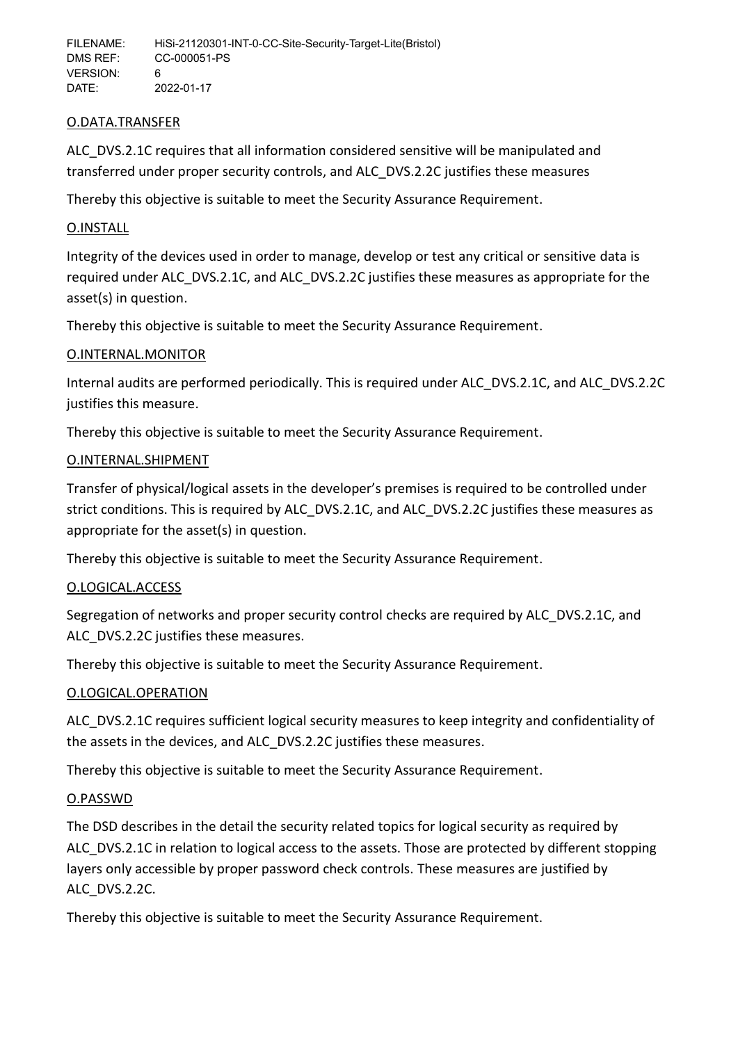O.DATA.TRANSFER

ALC_DVS.2.1C requires that all information considered sensitive will be manipulated and transferred under proper security controls, and ALC_DVS.2.2C justifies these measures

Thereby this objective is suitable to meet the Security Assurance Requirement.

O.INSTALL

Integrity of the devices used in order to manage, develop or test any critical or sensitive data is required under ALC_DVS.2.1C, and ALC_DVS.2.2C justifies these measures as appropriate for the asset(s) in question.

Thereby this objective is suitable to meet the Security Assurance Requirement.

O.INTERNAL.MONITOR

Internal audits are performed periodically. This is required under ALC_DVS.2.1C, and ALC_DVS.2.2C justifies this measure.

Thereby this objective is suitable to meet the Security Assurance Requirement.

O.INTERNAL.SHIPMENT

Transfer of physical/logical assets in the developer's premises is required to be controlled under strict conditions. This is required by ALC_DVS.2.1C, and ALC_DVS.2.2C justifies these measures as appropriate for the asset(s) in question.

Thereby this objective is suitable to meet the Security Assurance Requirement.

O.LOGICAL.ACCESS

Segregation of networks and proper security control checks are required by ALC_DVS.2.1C, and ALC_DVS.2.2C justifies these measures.

Thereby this objective is suitable to meet the Security Assurance Requirement.

O.LOGICAL.OPERATION

ALC_DVS.2.1C requires sufficient logical security measures to keep integrity and confidentiality of the assets in the devices, and ALC_DVS.2.2C justifies these measures.

Thereby this objective is suitable to meet the Security Assurance Requirement.

O.PASSWD

The DSD describes in the detail the security related topics for logical security as required by ALC_DVS.2.1C in relation to logical access to the assets. Those are protected by different stopping layers only accessible by proper password check controls. These measures are justified by ALC_DVS.2.2C.

Thereby this objective is suitable to meet the Security Assurance Requirement.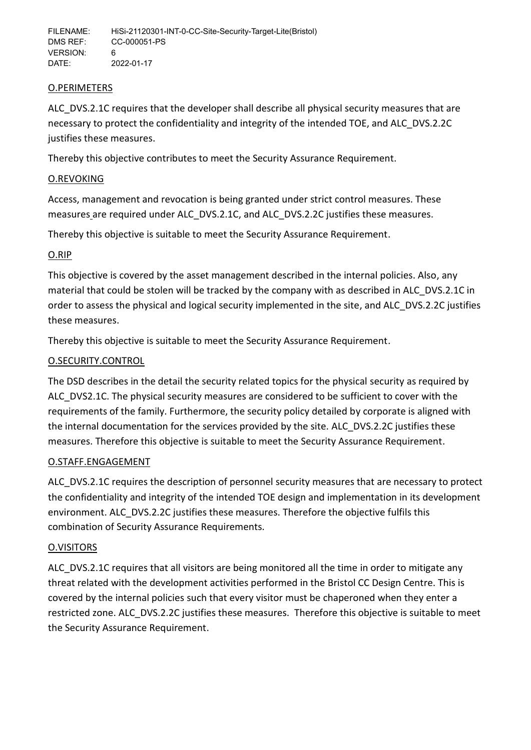O.PERIMETERS

ALC_DVS.2.1C requires that the developer shall describe all physical security measures that are necessary to protect the confidentiality and integrity of the intended TOE, and ALC_DVS.2.2C justifies these measures.

Thereby this objective contributes to meet the Security Assurance Requirement.

O.REVOKING

Access, management and revocation is being granted under strict control measures. These measures are required under ALC_DVS.2.1C, and ALC_DVS.2.2C justifies these measures.

Thereby this objective is suitable to meet the Security Assurance Requirement.

O.RIP

This objective is covered by the asset management described in the internal policies. Also, any material that could be stolen will be tracked by the company with as described in ALC_DVS.2.1C in order to assess the physical and logical security implemented in the site, and ALC_DVS.2.2C justifies these measures.

Thereby this objective is suitable to meet the Security Assurance Requirement.

O.SECURITY.CONTROL

The DSD describes in the detail the security related topics for the physical security as required by ALC_DVS2.1C. The physical security measures are considered to be sufficient to cover with the requirements of the family. Furthermore, the security policy detailed by corporate is aligned with the internal documentation for the services provided by the site. ALC_DVS.2.2C justifies these measures. Therefore this objective is suitable to meet the Security Assurance Requirement.

O.STAFF.ENGAGEMENT

ALC_DVS.2.1C requires the description of personnel security measures that are necessary to protect the confidentiality and integrity of the intended TOE design and implementation in its development environment. ALC_DVS.2.2C justifies these measures. Therefore the objective fulfils this combination of Security Assurance Requirements.

O.VISITORS

ALC_DVS.2.1C requires that all visitors are being monitored all the time in order to mitigate any threat related with the development activities performed in the Bristol CC Design Centre. This is covered by the internal policies such that every visitor must be chaperoned when they enter a restricted zone. ALC_DVS.2.2C justifies these measures. Therefore this objective is suitable to meet the Security Assurance Requirement.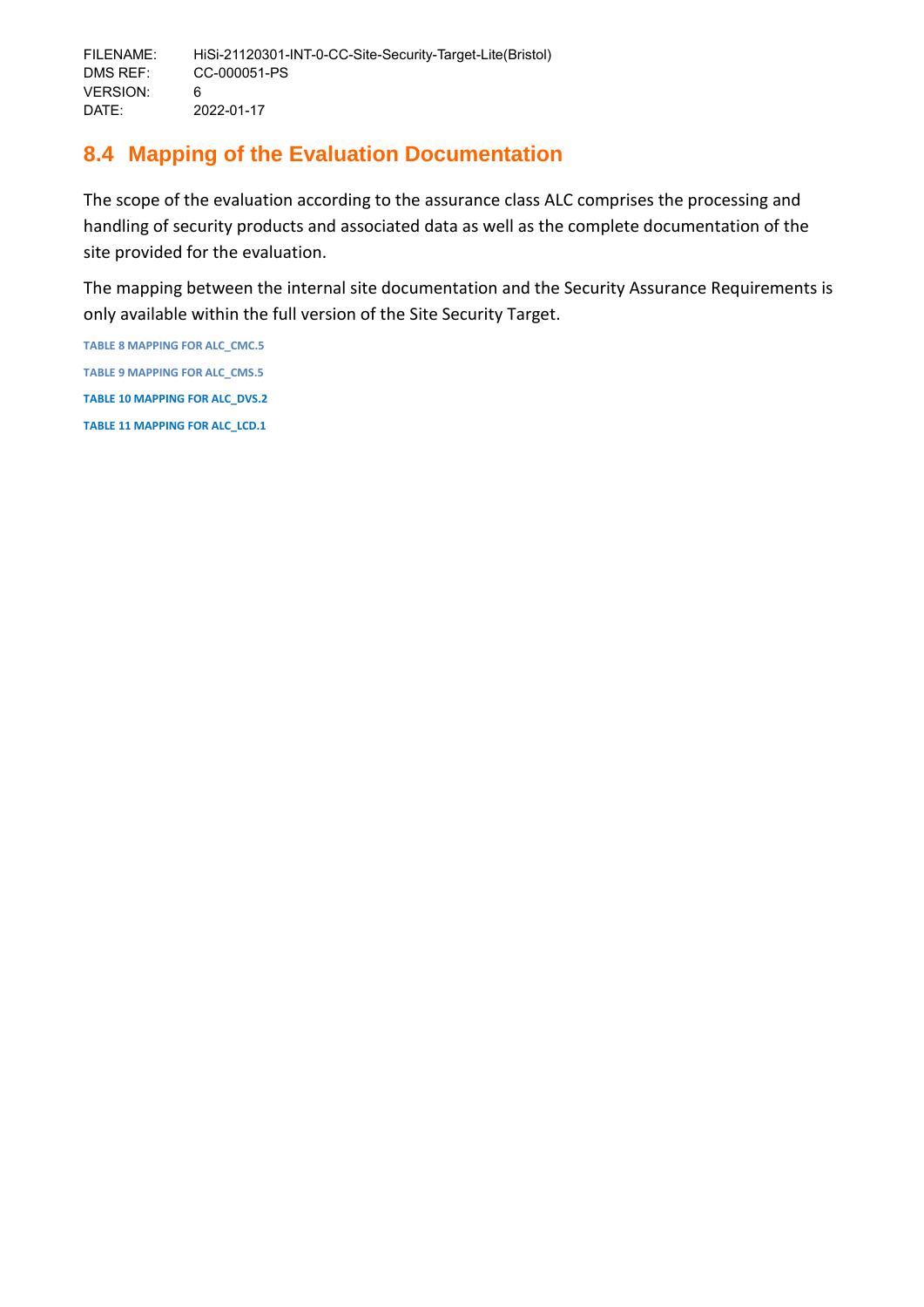## 8.4 Mapping of the Evaluation Documentation

The scope of the evaluation according to the assurance class ALC comprises the processing and handling of security products and associated data as well as the complete documentation of the site provided for the evaluation.

The mapping between the internal site documentation and the Security Assurance Requirements is only available within the full version of the Site Security Target.

TABLE 8 MAPPING FOR ALC_CMC.5

TABLE 9 MAPPING FOR ALC_CMS.5

TABLE 10 MAPPING FOR ALC_DVS.2

TABLE 11 MAPPING FOR ALC_LCD.1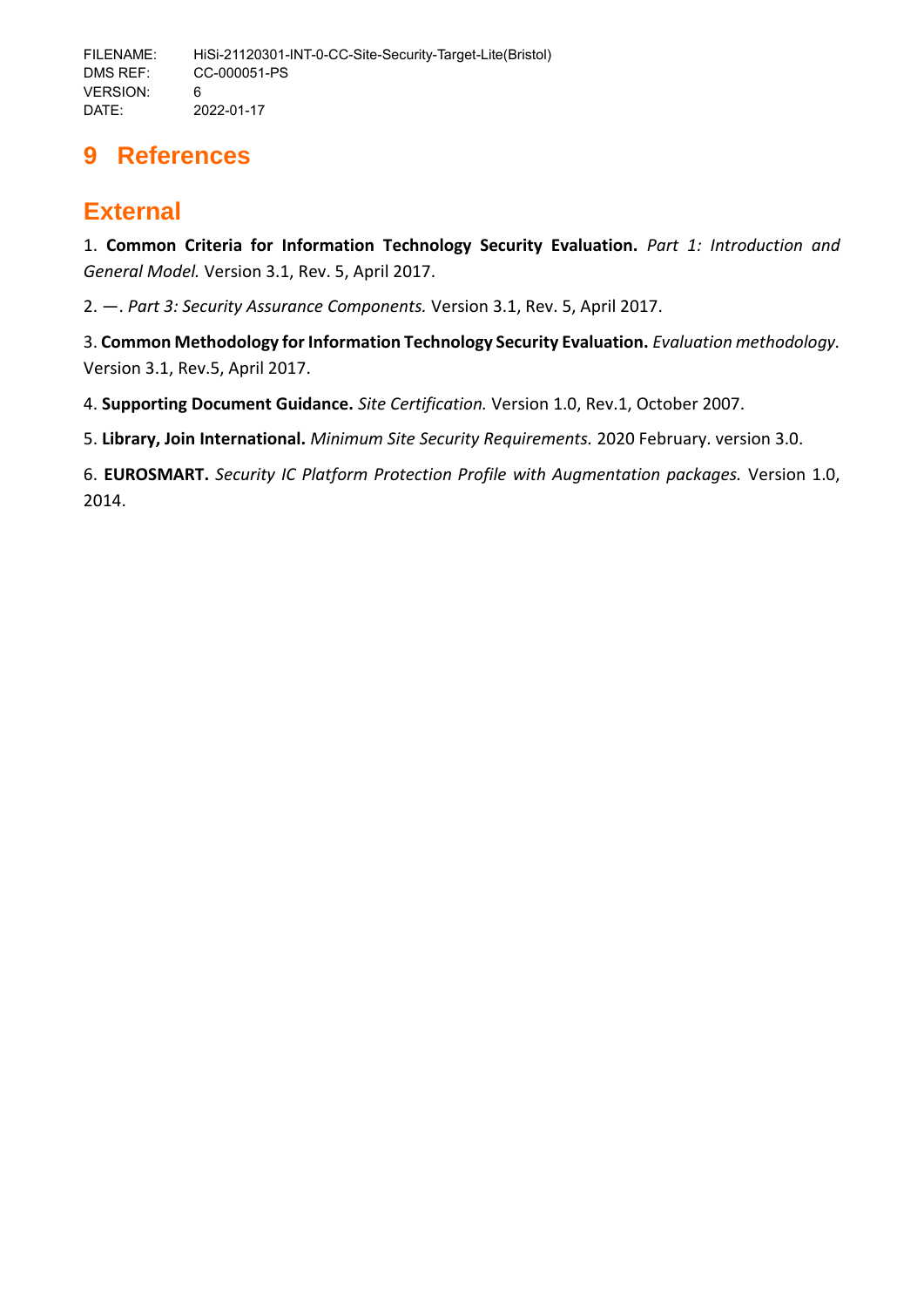# 9 References

## External

1. **Common Criteria for Information Technology Security Evaluation.** *Part 1: Introduction and General Model.* Version 3.1, Rev. 5, April 2017.

2. —. *Part 3: Security Assurance Components.* Version 3.1, Rev. 5, April 2017.

3. **Common Methodology for Information Technology Security Evaluation.** *Evaluation methodology.* Version 3.1, Rev.5, April 2017.

4. **Supporting Document Guidance.** *Site Certification.* Version 1.0, Rev.1, October 2007.

5. **Library, Join International.** *Minimum Site Security Requirements.* 2020 February. version 3.0.

6. **EUROSMART.** *Security IC Platform Protection Profile with Augmentation packages.* Version 1.0, 2014.